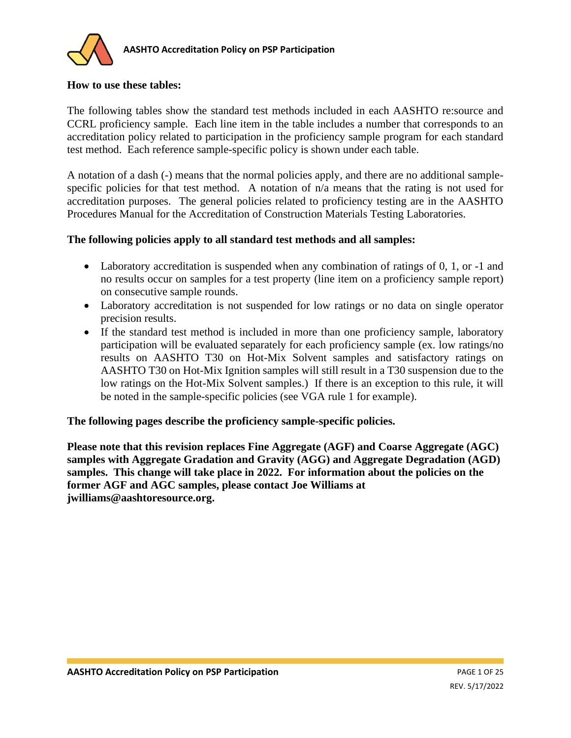**How to use these tables:**

The following tables show the standard test methods included in each AASHTO re:source and CCRL proficiency sample. Each line item in the table includes a number that corresponds to an accreditation policy related to participation in the proficiency sample program for each standard test method. Each reference sample-specific policy is shown under each table.

A notation of a dash (-) means that the normal policies apply, and there are no additional sample-specific policies for that test method. A notation of n/a means that the rating is not used for accreditation purposes. The general policies related to proficiency testing are in the AASHTO Procedures Manual for the Accreditation of Construction Materials Testing Laboratories.

**The following policies apply to all standard test methods and all samples:**

- Laboratory accreditation is suspended when any combination of ratings of 0, 1, or -1 and no results occur on samples for a test property (line item on a proficiency sample report) on consecutive sample rounds.
- Laboratory accreditation is not suspended for low ratings or no data on single operator precision results.
- If the standard test method is included in more than one proficiency sample, laboratory participation will be evaluated separately for each proficiency sample (ex. low ratings/no results on AASHTO T30 on Hot-Mix Solvent samples and satisfactory ratings on AASHTO T30 on Hot-Mix Ignition samples will still result in a T30 suspension due to the low ratings on the Hot-Mix Solvent samples.) If there is an exception to this rule, it will be noted in the sample-specific policies (see VGA rule 1 for example).

**The following pages describe the proficiency sample-specific policies.**

**Please note that this revision replaces Fine Aggregate (AGF) and Coarse Aggregate (AGC) samples with Aggregate Gradation and Gravity (AGG) and Aggregate Degradation (AGD) samples. This change will take place in 2022. For information about the policies on the former AGF and AGC samples, please contact Joe Williams at jwilliams@aashtoresource.org.**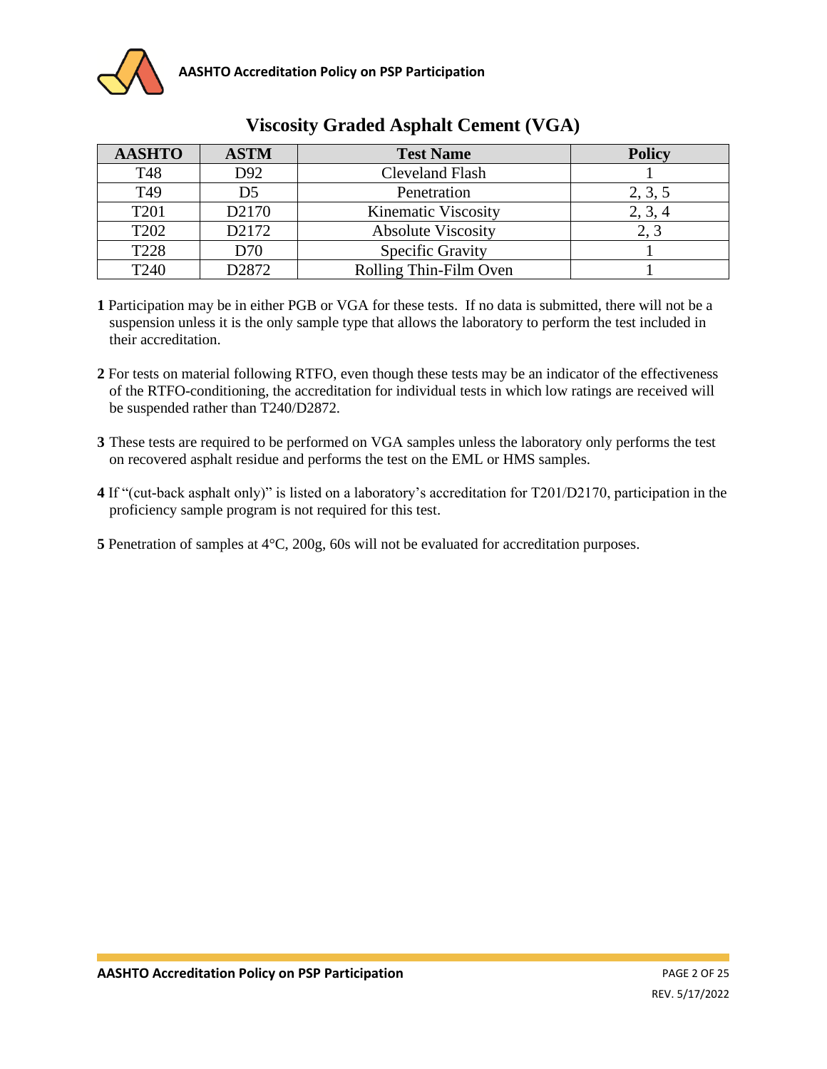## Viscosity Graded Asphalt Cement (VGA)

| AASHTO | ASTM | Test Name | Policy |
|---|---|---|---|
| T48 | D92 | Cleveland Flash | 1 |
| T49 | D5 | Penetration | 2, 3, 5 |
| T201 | D2170 | Kinematic Viscosity | 2, 3, 4 |
| T202 | D2172 | Absolute Viscosity | 2, 3 |
| T228 | D70 | Specific Gravity | 1 |
| T240 | D2872 | Rolling Thin-Film Oven | 1 |

**1** Participation may be in either PGB or VGA for these tests. If no data is submitted, there will not be a suspension unless it is the only sample type that allows the laboratory to perform the test included in their accreditation.

**2** For tests on material following RTFO, even though these tests may be an indicator of the effectiveness of the RTFO-conditioning, the accreditation for individual tests in which low ratings are received will be suspended rather than T240/D2872.

**3** These tests are required to be performed on VGA samples unless the laboratory only performs the test on recovered asphalt residue and performs the test on the EML or HMS samples.

**4** If "(cut-back asphalt only)" is listed on a laboratory's accreditation for T201/D2170, participation in the proficiency sample program is not required for this test.

**5** Penetration of samples at 4°C, 200g, 60s will not be evaluated for accreditation purposes.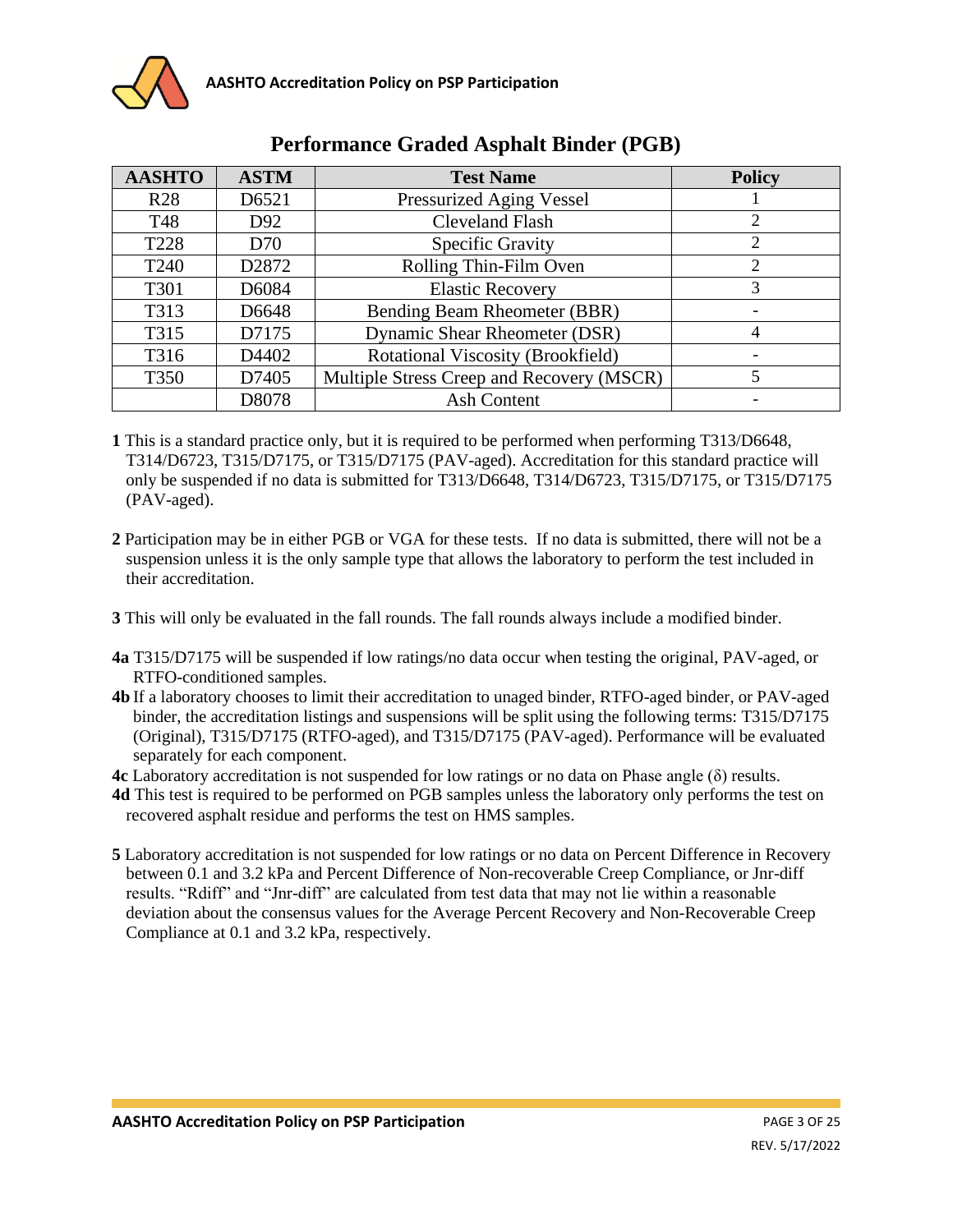## Performance Graded Asphalt Binder (PGB)

| AASHTO | ASTM | Test Name | Policy |
|---|---|---|---|
| R28 | D6521 | Pressurized Aging Vessel | 1 |
| T48 | D92 | Cleveland Flash | 2 |
| T228 | D70 | Specific Gravity | 2 |
| T240 | D2872 | Rolling Thin-Film Oven | 2 |
| T301 | D6084 | Elastic Recovery | 3 |
| T313 | D6648 | Bending Beam Rheometer (BBR) | - |
| T315 | D7175 | Dynamic Shear Rheometer (DSR) | 4 |
| T316 | D4402 | Rotational Viscosity (Brookfield) | - |
| T350 | D7405 | Multiple Stress Creep and Recovery (MSCR) | 5 |
| | D8078 | Ash Content | - |

**1** This is a standard practice only, but it is required to be performed when performing T313/D6648, T314/D6723, T315/D7175, or T315/D7175 (PAV-aged). Accreditation for this standard practice will only be suspended if no data is submitted for T313/D6648, T314/D6723, T315/D7175, or T315/D7175 (PAV-aged).

**2** Participation may be in either PGB or VGA for these tests. If no data is submitted, there will not be a suspension unless it is the only sample type that allows the laboratory to perform the test included in their accreditation.

**3** This will only be evaluated in the fall rounds. The fall rounds always include a modified binder.

**4a** T315/D7175 will be suspended if low ratings/no data occur when testing the original, PAV-aged, or RTFO-conditioned samples.

**4b** If a laboratory chooses to limit their accreditation to unaged binder, RTFO-aged binder, or PAV-aged binder, the accreditation listings and suspensions will be split using the following terms: T315/D7175 (Original), T315/D7175 (RTFO-aged), and T315/D7175 (PAV-aged). Performance will be evaluated separately for each component.

**4c** Laboratory accreditation is not suspended for low ratings or no data on Phase angle ($\delta$) results.

**4d** This test is required to be performed on PGB samples unless the laboratory only performs the test on recovered asphalt residue and performs the test on HMS samples.

**5** Laboratory accreditation is not suspended for low ratings or no data on Percent Difference in Recovery between 0.1 and 3.2 kPa and Percent Difference of Non-recoverable Creep Compliance, or Jnr-diff results. "Rdiff" and "Jnr-diff" are calculated from test data that may not lie within a reasonable deviation about the consensus values for the Average Percent Recovery and Non-Recoverable Creep Compliance at 0.1 and 3.2 kPa, respectively.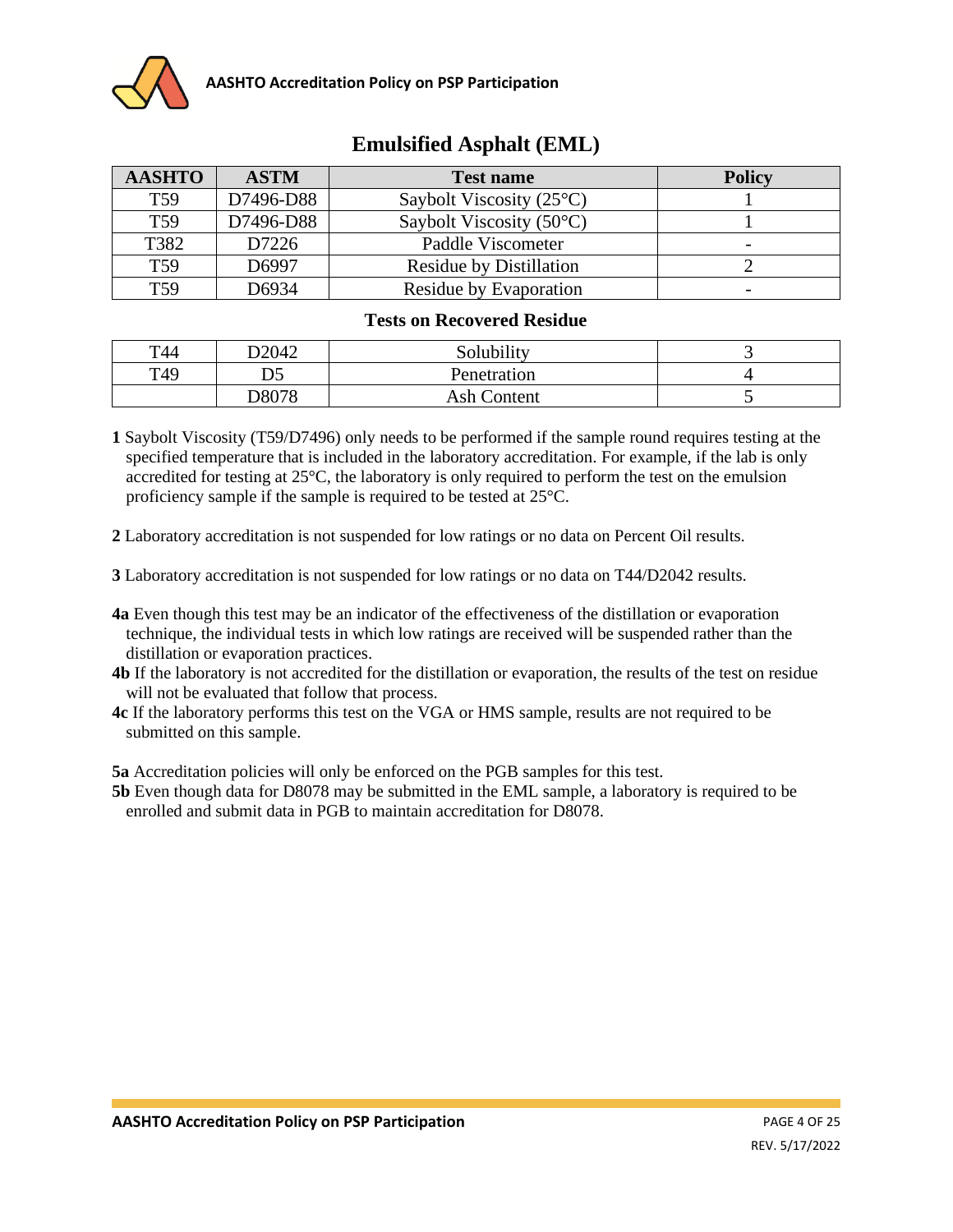# Emulsified Asphalt (EML)

| AASHTO | ASTM | Test name | Policy |
|---|---|---|---|
| T59 | D7496-D88 | Saybolt Viscosity (25°C) | 1 |
| T59 | D7496-D88 | Saybolt Viscosity (50°C) | 1 |
| T382 | D7226 | Paddle Viscometer | - |
| T59 | D6997 | Residue by Distillation | 2 |
| T59 | D6934 | Residue by Evaporation | - |

**Tests on Recovered Residue**

| AASHTO | ASTM | Test name | Policy |
|---|---|---|---|
| T44 | D2042 | Solubility | 3 |
| T49 | D5 | Penetration | 4 |
| | D8078 | Ash Content | 5 |

**1** Saybolt Viscosity (T59/D7496) only needs to be performed if the sample round requires testing at the specified temperature that is included in the laboratory accreditation. For example, if the lab is only accredited for testing at 25°C, the laboratory is only required to perform the test on the emulsion proficiency sample if the sample is required to be tested at 25°C.

**2** Laboratory accreditation is not suspended for low ratings or no data on Percent Oil results.

**3** Laboratory accreditation is not suspended for low ratings or no data on T44/D2042 results.

**4a** Even though this test may be an indicator of the effectiveness of the distillation or evaporation technique, the individual tests in which low ratings are received will be suspended rather than the distillation or evaporation practices.
**4b** If the laboratory is not accredited for the distillation or evaporation, the results of the test on residue will not be evaluated that follow that process.
**4c** If the laboratory performs this test on the VGA or HMS sample, results are not required to be submitted on this sample.

**5a** Accreditation policies will only be enforced on the PGB samples for this test.
**5b** Even though data for D8078 may be submitted in the EML sample, a laboratory is required to be enrolled and submit data in PGB to maintain accreditation for D8078.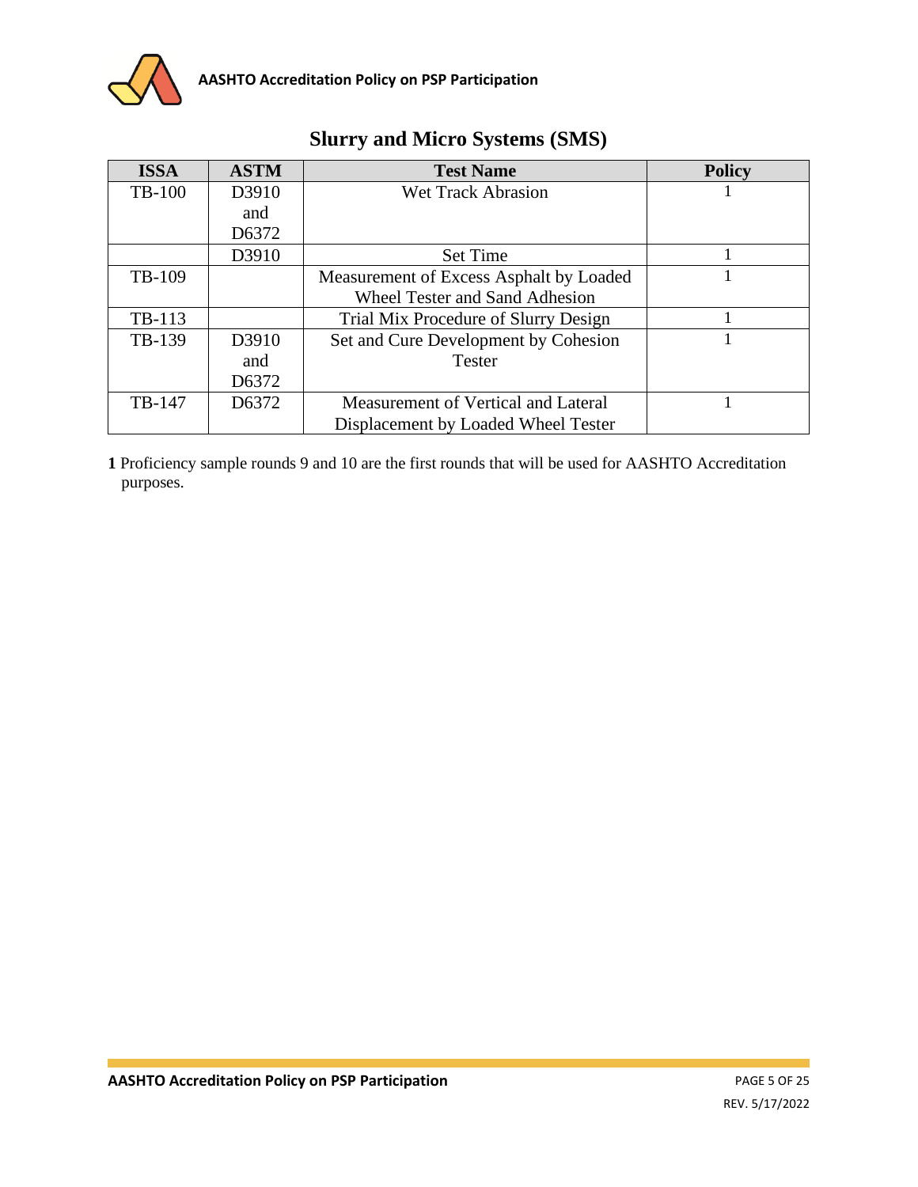## Slurry and Micro Systems (SMS)

| ISSA | ASTM | Test Name | Policy |
| --- | --- | --- | --- |
| TB-100 | D3910 and D6372 | Wet Track Abrasion | 1 |
| | D3910 | Set Time | 1 |
| TB-109 | | Measurement of Excess Asphalt by Loaded Wheel Tester and Sand Adhesion | 1 |
| TB-113 | | Trial Mix Procedure of Slurry Design | 1 |
| TB-139 | D3910 and D6372 | Set and Cure Development by Cohesion Tester | 1 |
| TB-147 | D6372 | Measurement of Vertical and Lateral Displacement by Loaded Wheel Tester | 1 |

**1** Proficiency sample rounds 9 and 10 are the first rounds that will be used for AASHTO Accreditation purposes.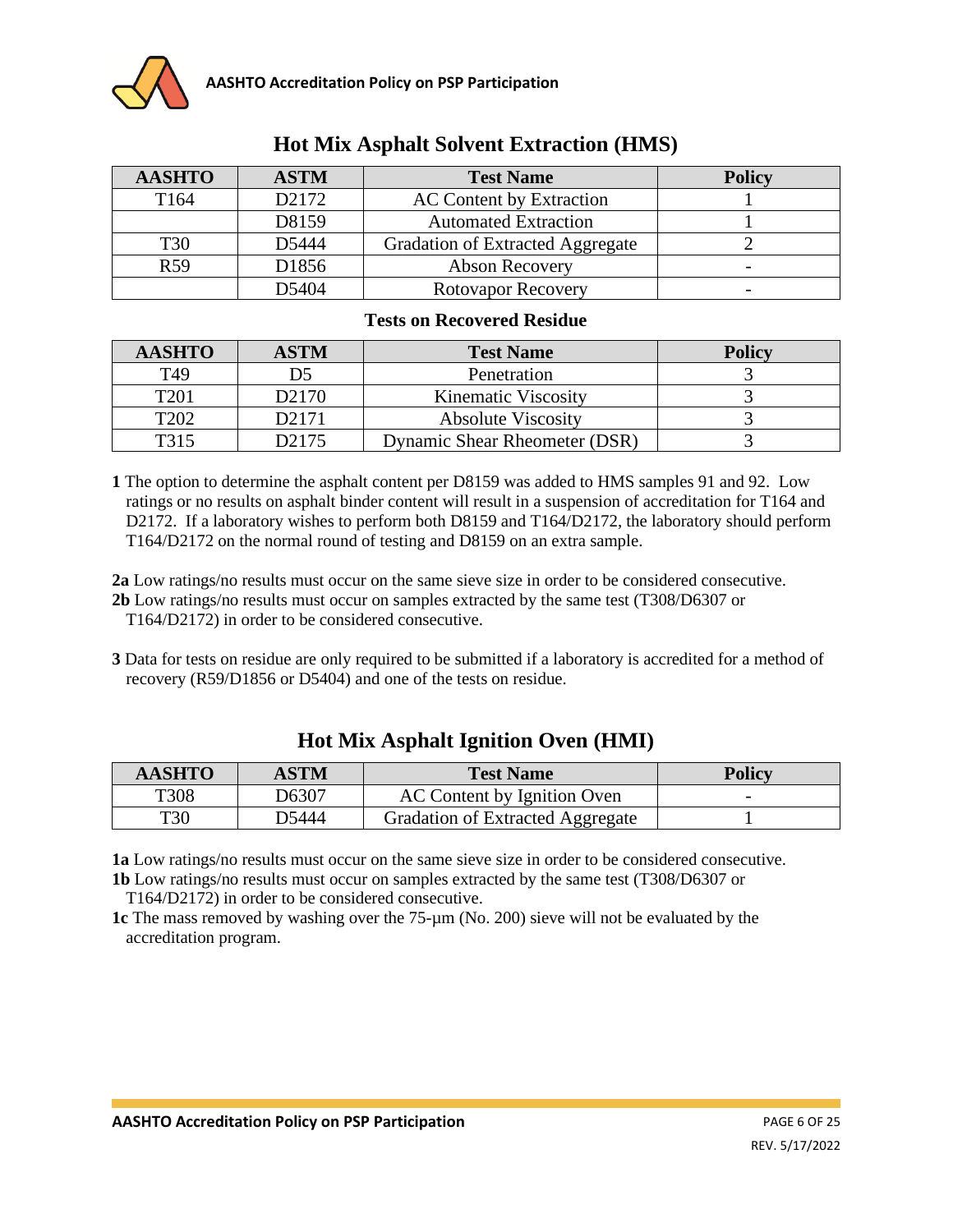## Hot Mix Asphalt Solvent Extraction (HMS)

| AASHTO | ASTM | Test Name | Policy |
|---|---|---|---|
| T164 | D2172 | AC Content by Extraction | 1 |
| | D8159 | Automated Extraction | 1 |
| T30 | D5444 | Gradation of Extracted Aggregate | 2 |
| R59 | D1856 | Abson Recovery | - |
| | D5404 | Rotovapor Recovery | - |

**Tests on Recovered Residue**

| AASHTO | ASTM | Test Name | Policy |
|---|---|---|---|
| T49 | D5 | Penetration | 3 |
| T201 | D2170 | Kinematic Viscosity | 3 |
| T202 | D2171 | Absolute Viscosity | 3 |
| T315 | D2175 | Dynamic Shear Rheometer (DSR) | 3 |

**1** The option to determine the asphalt content per D8159 was added to HMS samples 91 and 92. Low ratings or no results on asphalt binder content will result in a suspension of accreditation for T164 and D2172. If a laboratory wishes to perform both D8159 and T164/D2172, the laboratory should perform T164/D2172 on the normal round of testing and D8159 on an extra sample.

**2a** Low ratings/no results must occur on the same sieve size in order to be considered consecutive.
**2b** Low ratings/no results must occur on samples extracted by the same test (T308/D6307 or T164/D2172) in order to be considered consecutive.

**3** Data for tests on residue are only required to be submitted if a laboratory is accredited for a method of recovery (R59/D1856 or D5404) and one of the tests on residue.

## Hot Mix Asphalt Ignition Oven (HMI)

| AASHTO | ASTM | Test Name | Policy |
|---|---|---|---|
| T308 | D6307 | AC Content by Ignition Oven | - |
| T30 | D5444 | Gradation of Extracted Aggregate | 1 |

**1a** Low ratings/no results must occur on the same sieve size in order to be considered consecutive.
**1b** Low ratings/no results must occur on samples extracted by the same test (T308/D6307 or T164/D2172) in order to be considered consecutive.
**1c** The mass removed by washing over the 75-µm (No. 200) sieve will not be evaluated by the accreditation program.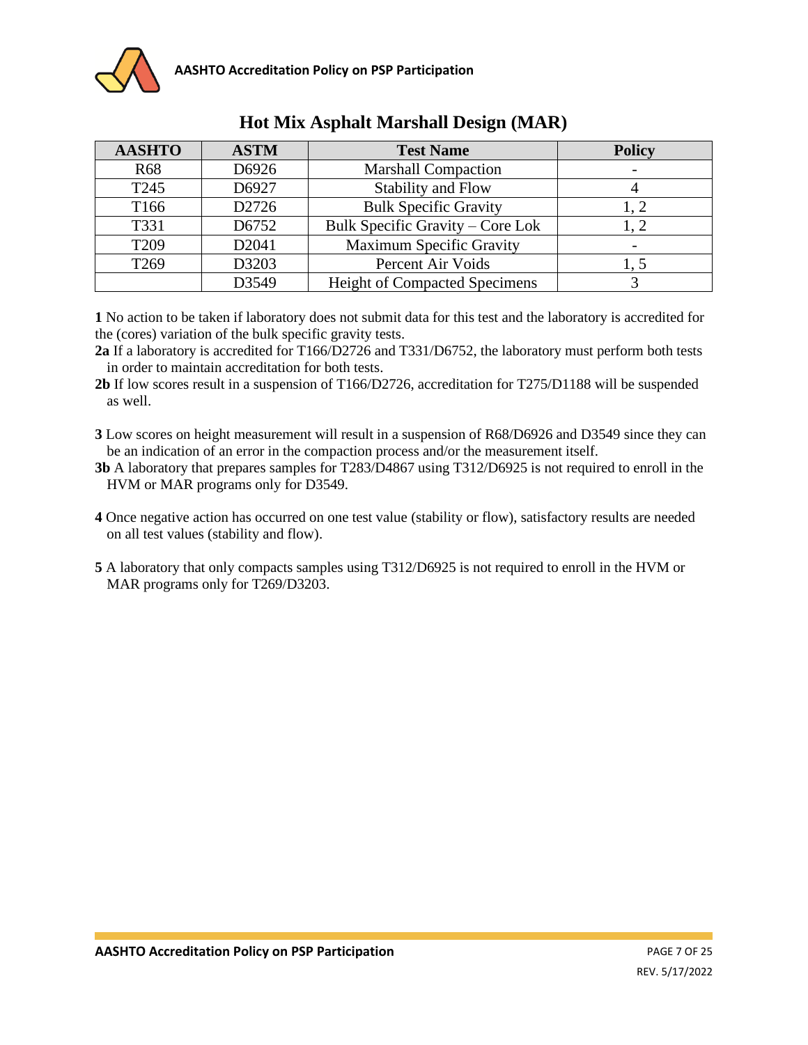## Hot Mix Asphalt Marshall Design (MAR)

| AASHTO | ASTM | Test Name | Policy |
|---|---|---|---|
| R68 | D6926 | Marshall Compaction | - |
| T245 | D6927 | Stability and Flow | 4 |
| T166 | D2726 | Bulk Specific Gravity | 1, 2 |
| T331 | D6752 | Bulk Specific Gravity – Core Lok | 1, 2 |
| T209 | D2041 | Maximum Specific Gravity | - |
| T269 | D3203 | Percent Air Voids | 1, 5 |
| | D3549 | Height of Compacted Specimens | 3 |

**1** No action to be taken if laboratory does not submit data for this test and the laboratory is accredited for the (cores) variation of the bulk specific gravity tests.

**2a** If a laboratory is accredited for T166/D2726 and T331/D6752, the laboratory must perform both tests in order to maintain accreditation for both tests.

**2b** If low scores result in a suspension of T166/D2726, accreditation for T275/D1188 will be suspended as well.

**3** Low scores on height measurement will result in a suspension of R68/D6926 and D3549 since they can be an indication of an error in the compaction process and/or the measurement itself.

**3b** A laboratory that prepares samples for T283/D4867 using T312/D6925 is not required to enroll in the HVM or MAR programs only for D3549.

**4** Once negative action has occurred on one test value (stability or flow), satisfactory results are needed on all test values (stability and flow).

**5** A laboratory that only compacts samples using T312/D6925 is not required to enroll in the HVM or MAR programs only for T269/D3203.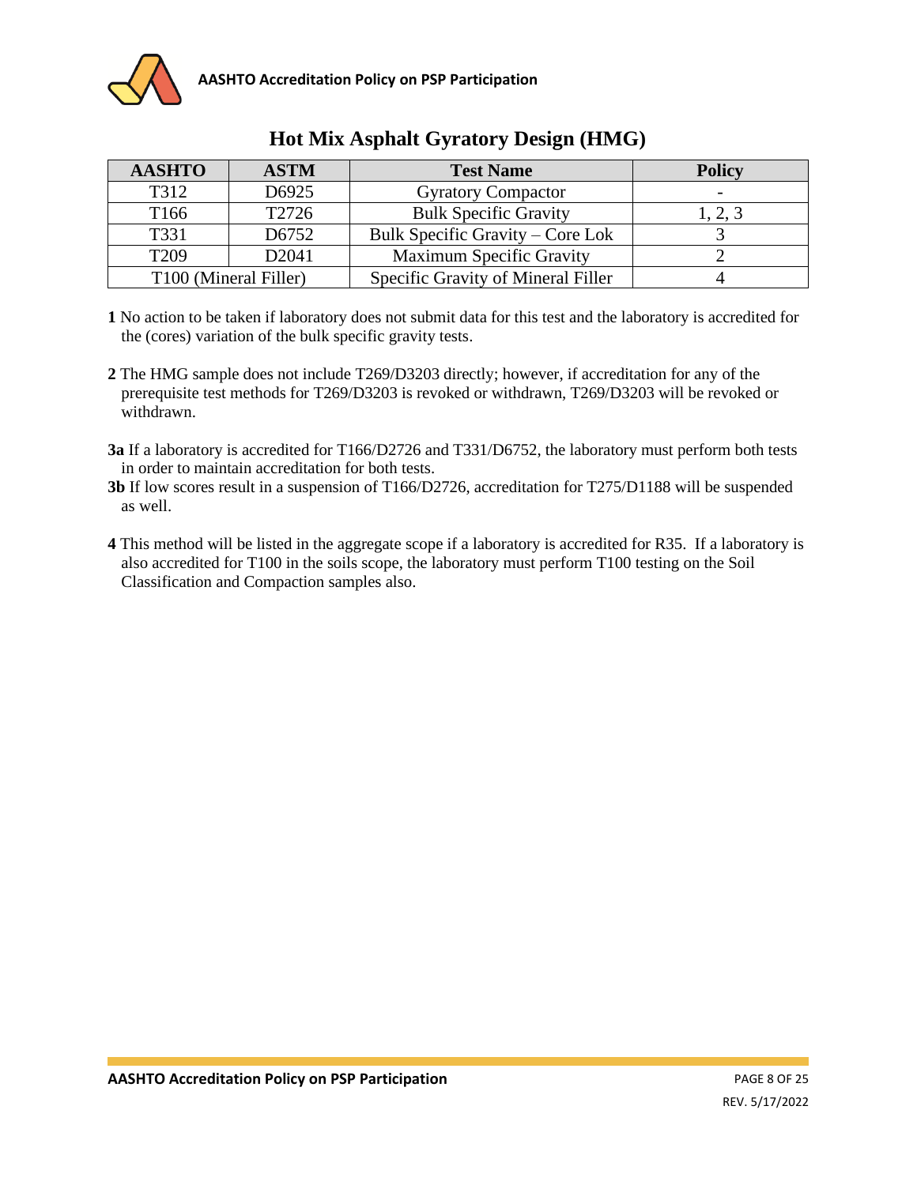# Hot Mix Asphalt Gyratory Design (HMG)

| AASHTO | ASTM | Test Name | Policy |
|---|---|---|---|
| T312 | D6925 | Gyratory Compactor | - |
| T166 | T2726 | Bulk Specific Gravity | 1, 2, 3 |
| T331 | D6752 | Bulk Specific Gravity – Core Lok | 3 |
| T209 | D2041 | Maximum Specific Gravity | 2 |
| T100 (Mineral Filler) | | Specific Gravity of Mineral Filler | 4 |

**1** No action to be taken if laboratory does not submit data for this test and the laboratory is accredited for the (cores) variation of the bulk specific gravity tests.

**2** The HMG sample does not include T269/D3203 directly; however, if accreditation for any of the prerequisite test methods for T269/D3203 is revoked or withdrawn, T269/D3203 will be revoked or withdrawn.

**3a** If a laboratory is accredited for T166/D2726 and T331/D6752, the laboratory must perform both tests in order to maintain accreditation for both tests.

**3b** If low scores result in a suspension of T166/D2726, accreditation for T275/D1188 will be suspended as well.

**4** This method will be listed in the aggregate scope if a laboratory is accredited for R35. If a laboratory is also accredited for T100 in the soils scope, the laboratory must perform T100 testing on the Soil Classification and Compaction samples also.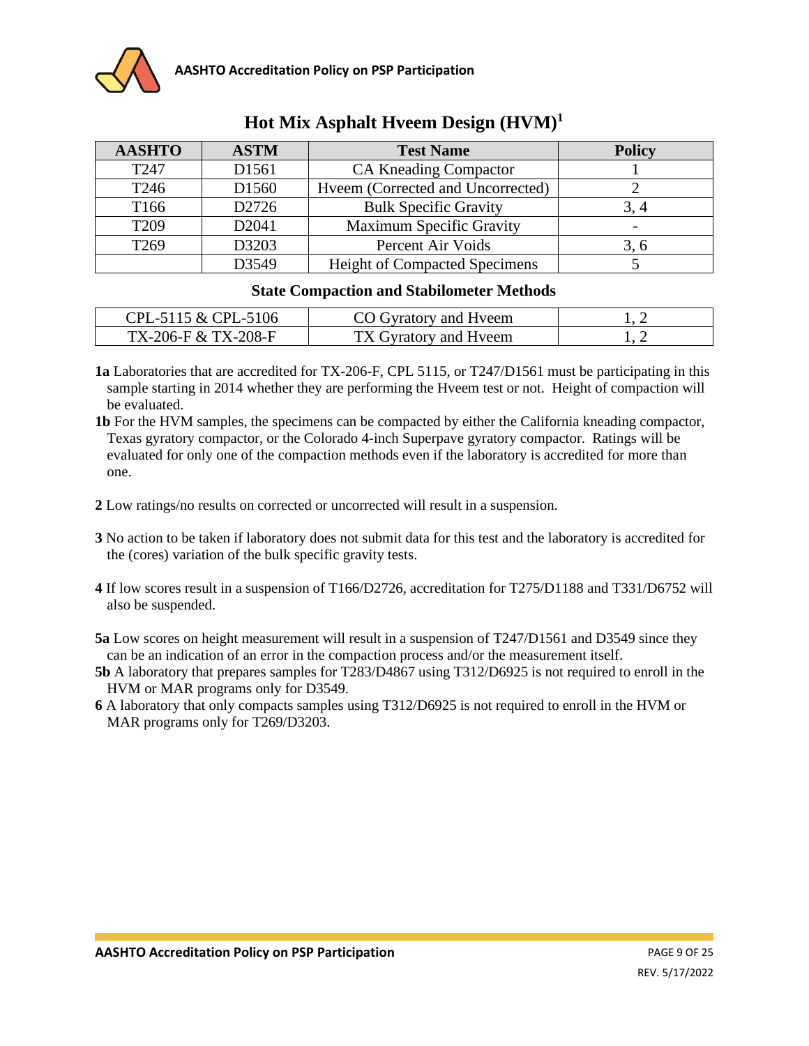## Hot Mix Asphalt Hveem Design (HVM)[1]

| AASHTO | ASTM | Test Name | Policy |
|---|---|---|---|
| T247 | D1561 | CA Kneading Compactor | 1 |
| T246 | D1560 | Hveem (Corrected and Uncorrected) | 2 |
| T166 | D2726 | Bulk Specific Gravity | 3, 4 |
| T209 | D2041 | Maximum Specific Gravity | - |
| T269 | D3203 | Percent Air Voids | 3, 6 |
| | D3549 | Height of Compacted Specimens | 5 |

### State Compaction and Stabilometer Methods

| Method | Test Name | Policy |
|---|---|---|
| CPL-5115 & CPL-5106 | CO Gyratory and Hveem | 1, 2 |
| TX-206-F & TX-208-F | TX Gyratory and Hveem | 1, 2 |

**1a** Laboratories that are accredited for TX-206-F, CPL 5115, or T247/D1561 must be participating in this sample starting in 2014 whether they are performing the Hveem test or not. Height of compaction will be evaluated.

**1b** For the HVM samples, the specimens can be compacted by either the California kneading compactor, Texas gyratory compactor, or the Colorado 4-inch Superpave gyratory compactor. Ratings will be evaluated for only one of the compaction methods even if the laboratory is accredited for more than one.

**2** Low ratings/no results on corrected or uncorrected will result in a suspension.

**3** No action to be taken if laboratory does not submit data for this test and the laboratory is accredited for the (cores) variation of the bulk specific gravity tests.

**4** If low scores result in a suspension of T166/D2726, accreditation for T275/D1188 and T331/D6752 will also be suspended.

**5a** Low scores on height measurement will result in a suspension of T247/D1561 and D3549 since they can be an indication of an error in the compaction process and/or the measurement itself.

**5b** A laboratory that prepares samples for T283/D4867 using T312/D6925 is not required to enroll in the HVM or MAR programs only for D3549.

**6** A laboratory that only compacts samples using T312/D6925 is not required to enroll in the HVM or MAR programs only for T269/D3203.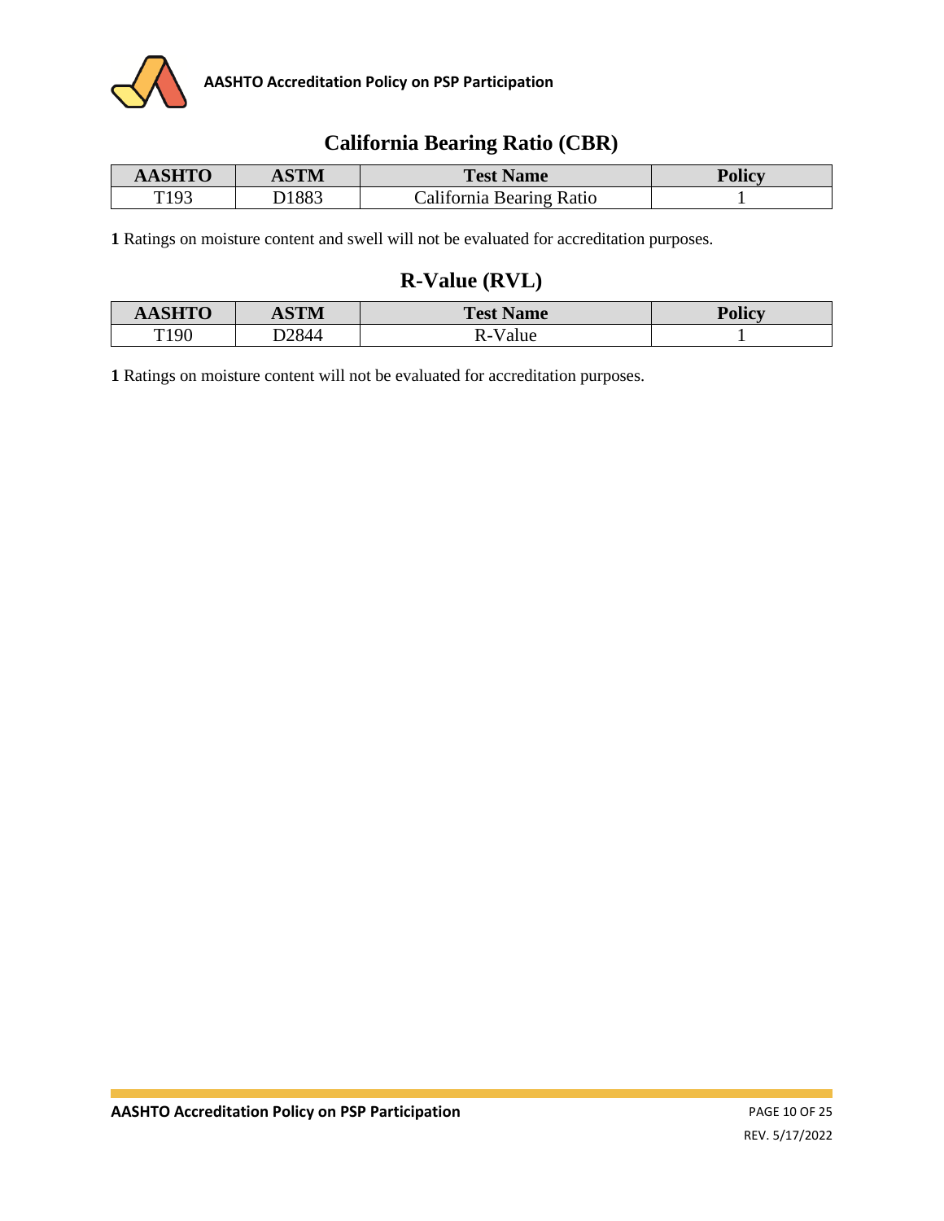## California Bearing Ratio (CBR)

| AASHTO | ASTM | Test Name | Policy |
|---|---|---|---|
| T193 | D1883 | California Bearing Ratio | 1 |

**1** Ratings on moisture content and swell will not be evaluated for accreditation purposes.

## R-Value (RVL)

| AASHTO | ASTM | Test Name | Policy |
|---|---|---|---|
| T190 | D2844 | R-Value | 1 |

**1** Ratings on moisture content will not be evaluated for accreditation purposes.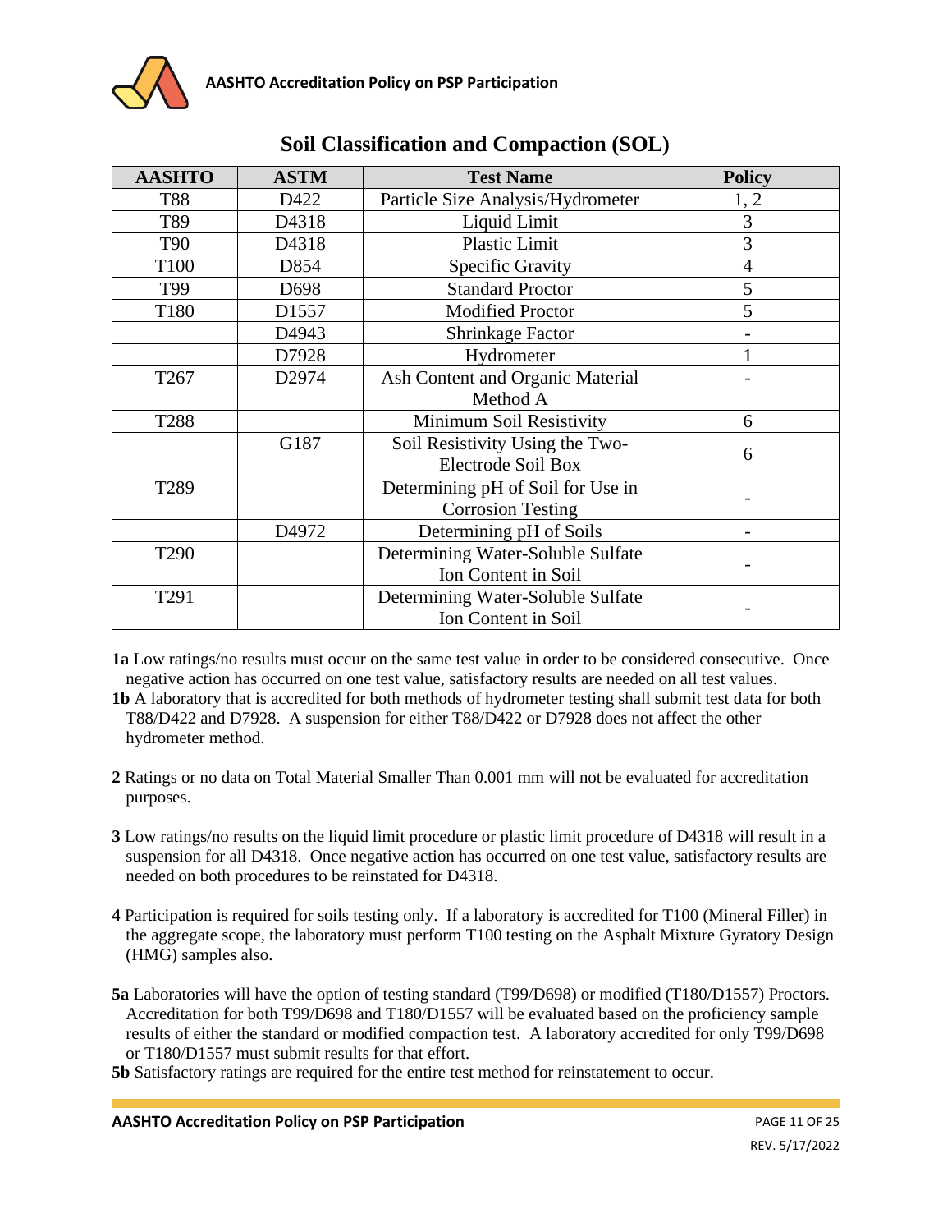## Soil Classification and Compaction (SOL)

| AASHTO | ASTM | Test Name | Policy |
|---|---|---|---|
| T88 | D422 | Particle Size Analysis/Hydrometer | 1, 2 |
| T89 | D4318 | Liquid Limit | 3 |
| T90 | D4318 | Plastic Limit | 3 |
| T100 | D854 | Specific Gravity | 4 |
| T99 | D698 | Standard Proctor | 5 |
| T180 | D1557 | Modified Proctor | 5 |
| | D4943 | Shrinkage Factor | - |
| | D7928 | Hydrometer | 1 |
| T267 | D2974 | Ash Content and Organic Material Method A | - |
| T288 | | Minimum Soil Resistivity | 6 |
| | G187 | Soil Resistivity Using the Two-Electrode Soil Box | 6 |
| T289 | | Determining pH of Soil for Use in Corrosion Testing | - |
| | D4972 | Determining pH of Soils | - |
| T290 | | Determining Water-Soluble Sulfate Ion Content in Soil | - |
| T291 | | Determining Water-Soluble Sulfate Ion Content in Soil | - |

**1a** Low ratings/no results must occur on the same test value in order to be considered consecutive. Once negative action has occurred on one test value, satisfactory results are needed on all test values.

**1b** A laboratory that is accredited for both methods of hydrometer testing shall submit test data for both T88/D422 and D7928. A suspension for either T88/D422 or D7928 does not affect the other hydrometer method.

**2** Ratings or no data on Total Material Smaller Than 0.001 mm will not be evaluated for accreditation purposes.

**3** Low ratings/no results on the liquid limit procedure or plastic limit procedure of D4318 will result in a suspension for all D4318. Once negative action has occurred on one test value, satisfactory results are needed on both procedures to be reinstated for D4318.

**4** Participation is required for soils testing only. If a laboratory is accredited for T100 (Mineral Filler) in the aggregate scope, the laboratory must perform T100 testing on the Asphalt Mixture Gyratory Design (HMG) samples also.

**5a** Laboratories will have the option of testing standard (T99/D698) or modified (T180/D1557) Proctors. Accreditation for both T99/D698 and T180/D1557 will be evaluated based on the proficiency sample results of either the standard or modified compaction test. A laboratory accredited for only T99/D698 or T180/D1557 must submit results for that effort.

**5b** Satisfactory ratings are required for the entire test method for reinstatement to occur.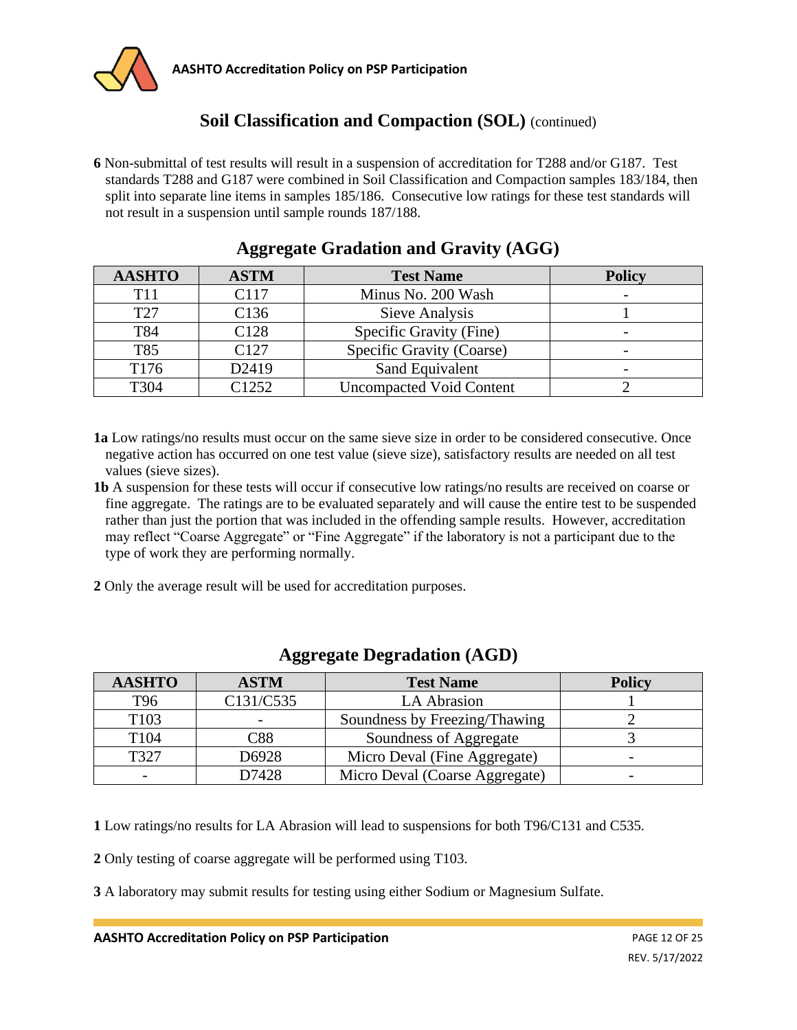## Soil Classification and Compaction (SOL) (continued)

**6** Non-submittal of test results will result in a suspension of accreditation for T288 and/or G187. Test standards T288 and G187 were combined in Soil Classification and Compaction samples 183/184, then split into separate line items in samples 185/186. Consecutive low ratings for these test standards will not result in a suspension until sample rounds 187/188.

## Aggregate Gradation and Gravity (AGG)

| AASHTO | ASTM | Test Name | Policy |
|---|---|---|---|
| T11 | C117 | Minus No. 200 Wash | - |
| T27 | C136 | Sieve Analysis | 1 |
| T84 | C128 | Specific Gravity (Fine) | - |
| T85 | C127 | Specific Gravity (Coarse) | - |
| T176 | D2419 | Sand Equivalent | - |
| T304 | C1252 | Uncompacted Void Content | 2 |

**1a** Low ratings/no results must occur on the same sieve size in order to be considered consecutive. Once negative action has occurred on one test value (sieve size), satisfactory results are needed on all test values (sieve sizes).

**1b** A suspension for these tests will occur if consecutive low ratings/no results are received on coarse or fine aggregate. The ratings are to be evaluated separately and will cause the entire test to be suspended rather than just the portion that was included in the offending sample results. However, accreditation may reflect "Coarse Aggregate" or "Fine Aggregate" if the laboratory is not a participant due to the type of work they are performing normally.

**2** Only the average result will be used for accreditation purposes.

## Aggregate Degradation (AGD)

| AASHTO | ASTM | Test Name | Policy |
|---|---|---|---|
| T96 | C131/C535 | LA Abrasion | 1 |
| T103 | - | Soundness by Freezing/Thawing | 2 |
| T104 | C88 | Soundness of Aggregate | 3 |
| T327 | D6928 | Micro Deval (Fine Aggregate) | - |
| - | D7428 | Micro Deval (Coarse Aggregate) | - |

**1** Low ratings/no results for LA Abrasion will lead to suspensions for both T96/C131 and C535.

**2** Only testing of coarse aggregate will be performed using T103.

**3** A laboratory may submit results for testing using either Sodium or Magnesium Sulfate.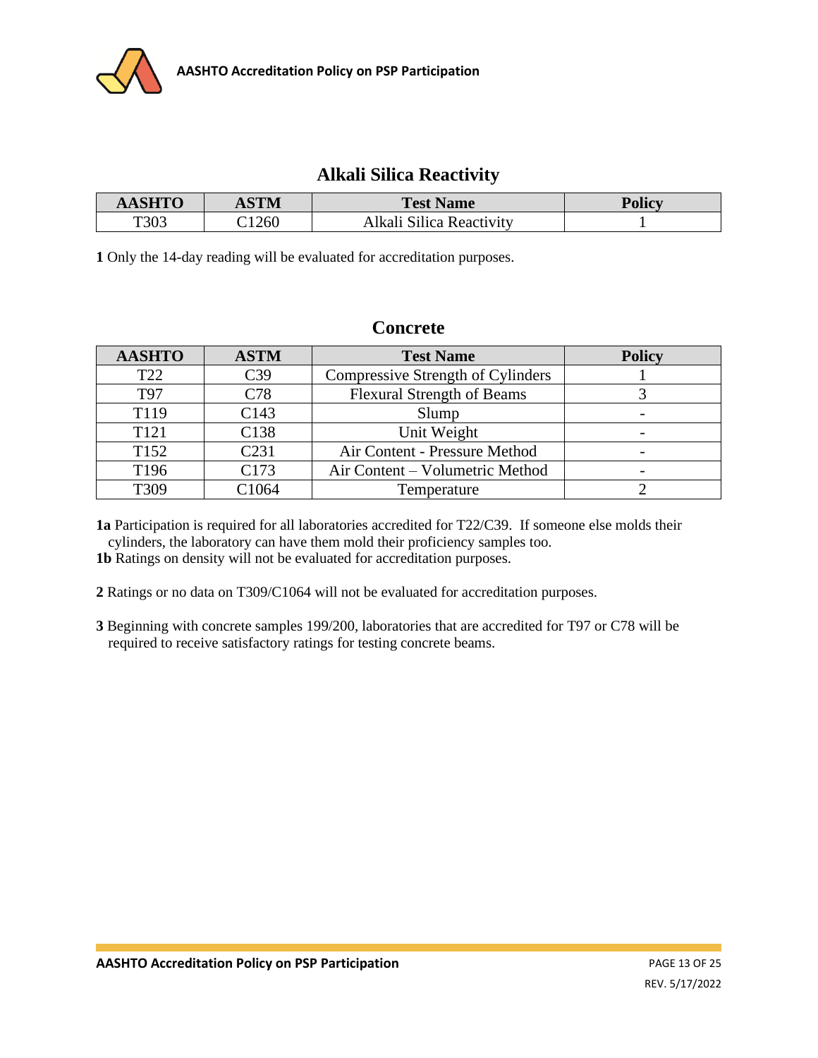## Alkali Silica Reactivity

| AASHTO | ASTM | Test Name | Policy |
|---|---|---|---|
| T303 | C1260 | Alkali Silica Reactivity | 1 |

**1** Only the 14-day reading will be evaluated for accreditation purposes.

## Concrete

| AASHTO | ASTM | Test Name | Policy |
|---|---|---|---|
| T22 | C39 | Compressive Strength of Cylinders | 1 |
| T97 | C78 | Flexural Strength of Beams | 3 |
| T119 | C143 | Slump | - |
| T121 | C138 | Unit Weight | - |
| T152 | C231 | Air Content - Pressure Method | - |
| T196 | C173 | Air Content – Volumetric Method | - |
| T309 | C1064 | Temperature | 2 |

**1a** Participation is required for all laboratories accredited for T22/C39. If someone else molds their cylinders, the laboratory can have them mold their proficiency samples too.

**1b** Ratings on density will not be evaluated for accreditation purposes.

**2** Ratings or no data on T309/C1064 will not be evaluated for accreditation purposes.

**3** Beginning with concrete samples 199/200, laboratories that are accredited for T97 or C78 will be required to receive satisfactory ratings for testing concrete beams.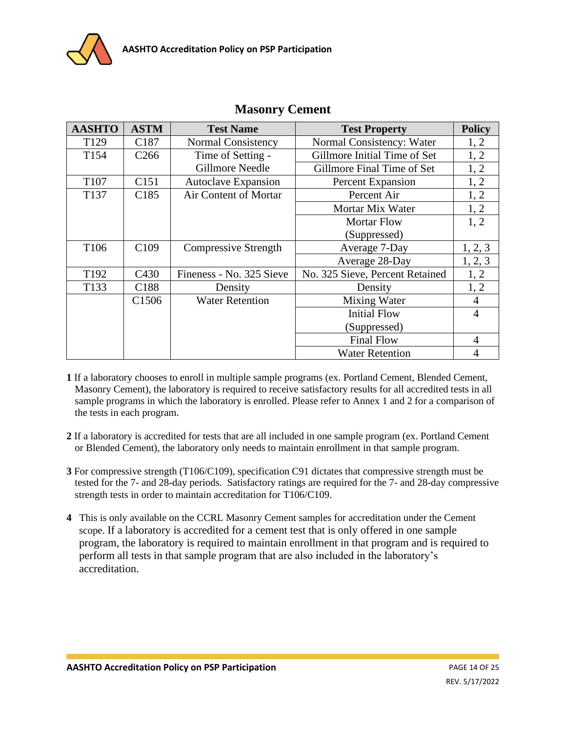## Masonry Cement

| AASHTO | ASTM | Test Name | Test Property | Policy |
|---|---|---|---|---|
| T129 | C187 | Normal Consistency | Normal Consistency: Water | 1, 2 |
| T154 | C266 | Time of Setting - Gillmore Needle | Gillmore Initial Time of Set | 1, 2 |
| | | | Gillmore Final Time of Set | 1, 2 |
| T107 | C151 | Autoclave Expansion | Percent Expansion | 1, 2 |
| T137 | C185 | Air Content of Mortar | Percent Air | 1, 2 |
| | | | Mortar Mix Water | 1, 2 |
| | | | Mortar Flow (Suppressed) | 1, 2 |
| T106 | C109 | Compressive Strength | Average 7-Day | 1, 2, 3 |
| | | | Average 28-Day | 1, 2, 3 |
| T192 | C430 | Fineness - No. 325 Sieve | No. 325 Sieve, Percent Retained | 1, 2 |
| T133 | C188 | Density | Density | 1, 2 |
| | C1506 | Water Retention | Mixing Water | 4 |
| | | | Initial Flow (Suppressed) | 4 |
| | | | Final Flow | 4 |
| | | | Water Retention | 4 |

**1** If a laboratory chooses to enroll in multiple sample programs (ex. Portland Cement, Blended Cement, Masonry Cement), the laboratory is required to receive satisfactory results for all accredited tests in all sample programs in which the laboratory is enrolled. Please refer to Annex 1 and 2 for a comparison of the tests in each program.

**2** If a laboratory is accredited for tests that are all included in one sample program (ex. Portland Cement or Blended Cement), the laboratory only needs to maintain enrollment in that sample program.

**3** For compressive strength (T106/C109), specification C91 dictates that compressive strength must be tested for the 7- and 28-day periods. Satisfactory ratings are required for the 7- and 28-day compressive strength tests in order to maintain accreditation for T106/C109.

**4** This is only available on the CCRL Masonry Cement samples for accreditation under the Cement scope. If a laboratory is accredited for a cement test that is only offered in one sample program, the laboratory is required to maintain enrollment in that program and is required to perform all tests in that sample program that are also included in the laboratory's accreditation.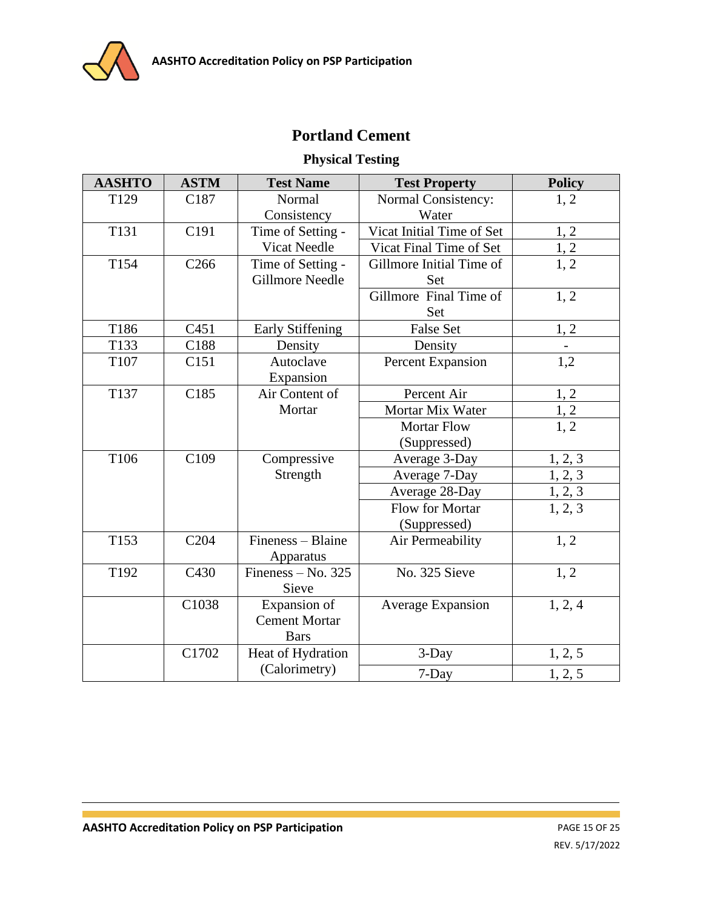# Portland Cement

## Physical Testing

| AASHTO | ASTM | Test Name | Test Property | Policy |
|---|---|---|---|---|
| T129 | C187 | Normal Consistency | Normal Consistency: Water | 1, 2 |
| T131 | C191 | Time of Setting - Vicat Needle | Vicat Initial Time of Set | 1, 2 |
| | | | Vicat Final Time of Set | 1, 2 |
| T154 | C266 | Time of Setting - Gillmore Needle | Gillmore Initial Time of Set | 1, 2 |
| | | | Gillmore Final Time of Set | 1, 2 |
| T186 | C451 | Early Stiffening | False Set | 1, 2 |
| T133 | C188 | Density | Density | - |
| T107 | C151 | Autoclave Expansion | Percent Expansion | 1,2 |
| T137 | C185 | Air Content of Mortar | Percent Air | 1, 2 |
| | | | Mortar Mix Water | 1, 2 |
| | | | Mortar Flow (Suppressed) | 1, 2 |
| T106 | C109 | Compressive Strength | Average 3-Day | 1, 2, 3 |
| | | | Average 7-Day | 1, 2, 3 |
| | | | Average 28-Day | 1, 2, 3 |
| | | | Flow for Mortar (Suppressed) | 1, 2, 3 |
| T153 | C204 | Fineness – Blaine Apparatus | Air Permeability | 1, 2 |
| T192 | C430 | Fineness – No. 325 Sieve | No. 325 Sieve | 1, 2 |
| | C1038 | Expansion of Cement Mortar Bars | Average Expansion | 1, 2, 4 |
| | C1702 | Heat of Hydration (Calorimetry) | 3-Day | 1, 2, 5 |
| | | | 7-Day | 1, 2, 5 |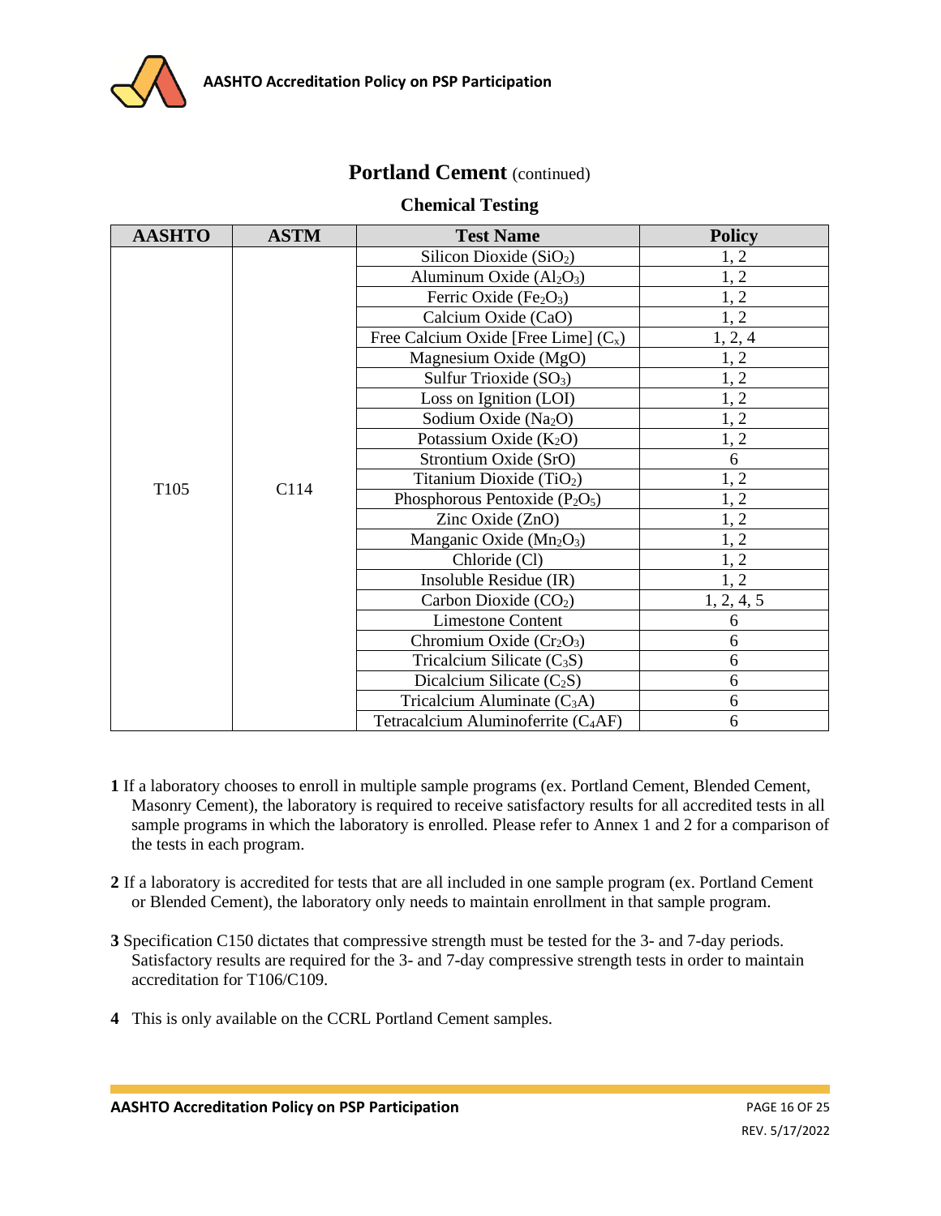## Portland Cement (continued)

### Chemical Testing

| AASHTO | ASTM | Test Name | Policy |
|---|---|---|---|
| T105 | C114 | Silicon Dioxide ($SiO_2$) | 1, 2 |
| | | Aluminum Oxide ($Al_2O_3$) | 1, 2 |
| | | Ferric Oxide ($Fe_2O_3$) | 1, 2 |
| | | Calcium Oxide (CaO) | 1, 2 |
| | | Free Calcium Oxide [Free Lime] ($C_x$) | 1, 2, 4 |
| | | Magnesium Oxide (MgO) | 1, 2 |
| | | Sulfur Trioxide ($SO_3$) | 1, 2 |
| | | Loss on Ignition (LOI) | 1, 2 |
| | | Sodium Oxide ($Na_2O$) | 1, 2 |
| | | Potassium Oxide ($K_2O$) | 1, 2 |
| | | Strontium Oxide (SrO) | 6 |
| | | Titanium Dioxide ($TiO_2$) | 1, 2 |
| | | Phosphorous Pentoxide ($P_2O_5$) | 1, 2 |
| | | Zinc Oxide (ZnO) | 1, 2 |
| | | Manganic Oxide ($Mn_2O_3$) | 1, 2 |
| | | Chloride (Cl) | 1, 2 |
| | | Insoluble Residue (IR) | 1, 2 |
| | | Carbon Dioxide ($CO_2$) | 1, 2, 4, 5 |
| | | Limestone Content | 6 |
| | | Chromium Oxide ($Cr_2O_3$) | 6 |
| | | Tricalcium Silicate ($C_3S$) | 6 |
| | | Dicalcium Silicate ($C_2S$) | 6 |
| | | Tricalcium Aluminate ($C_3A$) | 6 |
| | | Tetracalcium Aluminoferrite ($C_4AF$) | 6 |

**1** If a laboratory chooses to enroll in multiple sample programs (ex. Portland Cement, Blended Cement, Masonry Cement), the laboratory is required to receive satisfactory results for all accredited tests in all sample programs in which the laboratory is enrolled. Please refer to Annex 1 and 2 for a comparison of the tests in each program.

**2** If a laboratory is accredited for tests that are all included in one sample program (ex. Portland Cement or Blended Cement), the laboratory only needs to maintain enrollment in that sample program.

**3** Specification C150 dictates that compressive strength must be tested for the 3- and 7-day periods. Satisfactory results are required for the 3- and 7-day compressive strength tests in order to maintain accreditation for T106/C109.

**4** This is only available on the CCRL Portland Cement samples.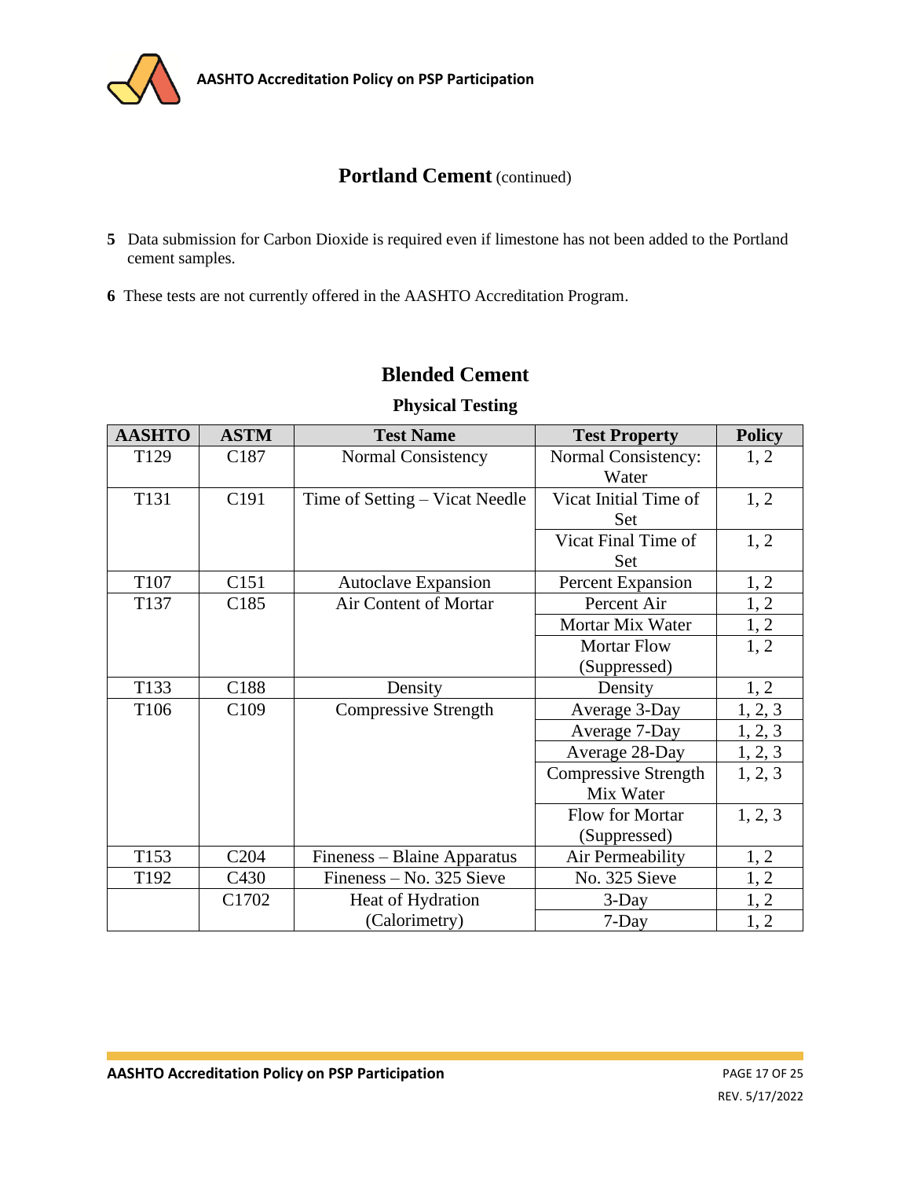## Portland Cement (continued)

**5** Data submission for Carbon Dioxide is required even if limestone has not been added to the Portland cement samples.

**6** These tests are not currently offered in the AASHTO Accreditation Program.

## Blended Cement

### Physical Testing

| AASHTO | ASTM | Test Name | Test Property | Policy |
|---|---|---|---|---|
| T129 | C187 | Normal Consistency | Normal Consistency: Water | 1, 2 |
| T131 | C191 | Time of Setting – Vicat Needle | Vicat Initial Time of Set | 1, 2 |
| | | | Vicat Final Time of Set | 1, 2 |
| T107 | C151 | Autoclave Expansion | Percent Expansion | 1, 2 |
| T137 | C185 | Air Content of Mortar | Percent Air | 1, 2 |
| | | | Mortar Mix Water | 1, 2 |
| | | | Mortar Flow (Suppressed) | 1, 2 |
| T133 | C188 | Density | Density | 1, 2 |
| T106 | C109 | Compressive Strength | Average 3-Day | 1, 2, 3 |
| | | | Average 7-Day | 1, 2, 3 |
| | | | Average 28-Day | 1, 2, 3 |
| | | | Compressive Strength Mix Water | 1, 2, 3 |
| | | | Flow for Mortar (Suppressed) | 1, 2, 3 |
| T153 | C204 | Fineness – Blaine Apparatus | Air Permeability | 1, 2 |
| T192 | C430 | Fineness – No. 325 Sieve | No. 325 Sieve | 1, 2 |
| | C1702 | Heat of Hydration (Calorimetry) | 3-Day | 1, 2 |
| | | | 7-Day | 1, 2 |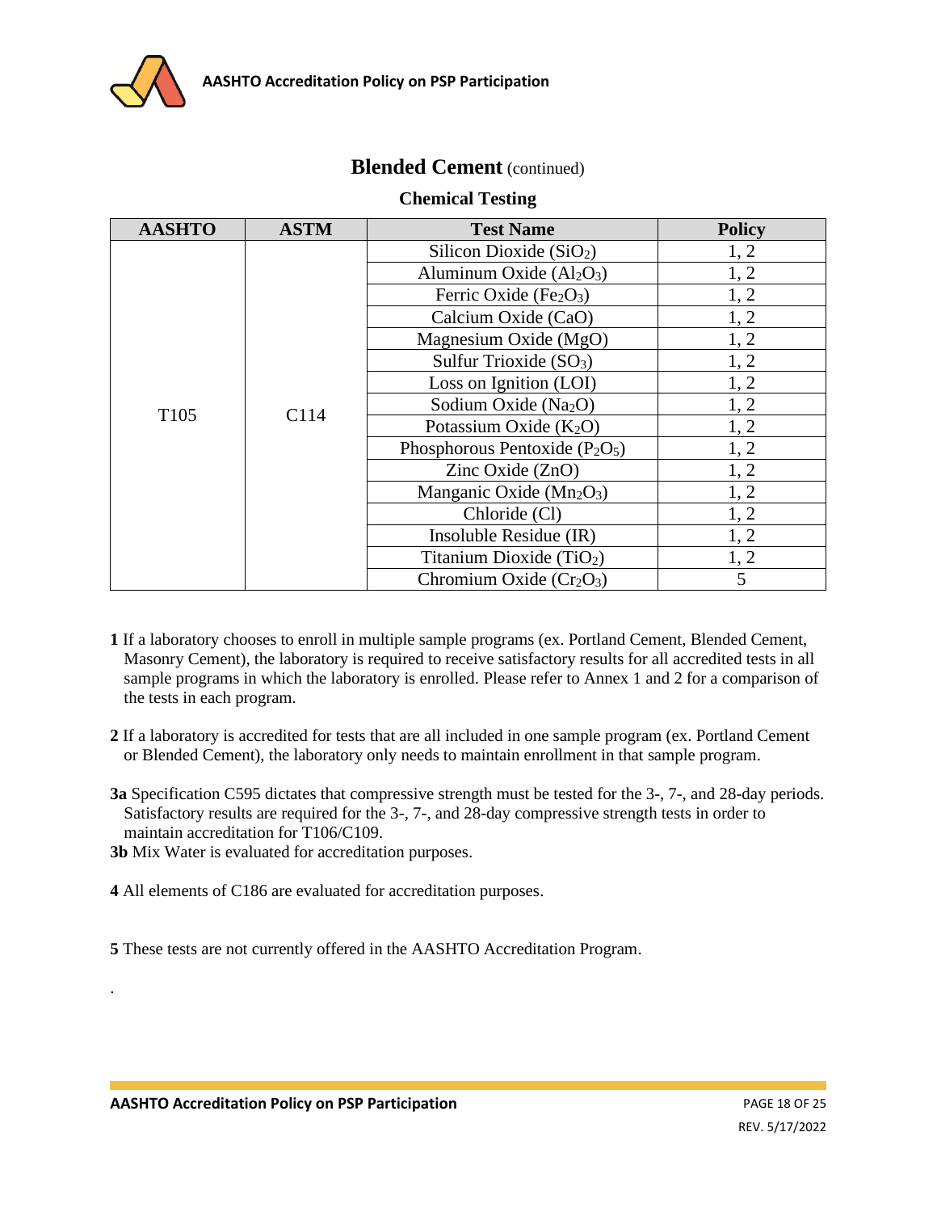## **Blended Cement** (continued)

### Chemical Testing

| AASHTO | ASTM | Test Name | Policy |
|---|---|---|---|
| T105 | C114 | Silicon Dioxide ($SiO_2$) | 1, 2 |
| | | Aluminum Oxide ($Al_2O_3$) | 1, 2 |
| | | Ferric Oxide ($Fe_2O_3$) | 1, 2 |
| | | Calcium Oxide (CaO) | 1, 2 |
| | | Magnesium Oxide (MgO) | 1, 2 |
| | | Sulfur Trioxide ($SO_3$) | 1, 2 |
| | | Loss on Ignition (LOI) | 1, 2 |
| | | Sodium Oxide ($Na_2O$) | 1, 2 |
| | | Potassium Oxide ($K_2O$) | 1, 2 |
| | | Phosphorous Pentoxide ($P_2O_5$) | 1, 2 |
| | | Zinc Oxide (ZnO) | 1, 2 |
| | | Manganic Oxide ($Mn_2O_3$) | 1, 2 |
| | | Chloride (Cl) | 1, 2 |
| | | Insoluble Residue (IR) | 1, 2 |
| | | Titanium Dioxide ($TiO_2$) | 1, 2 |
| | | Chromium Oxide ($Cr_2O_3$) | 5 |

**1** If a laboratory chooses to enroll in multiple sample programs (ex. Portland Cement, Blended Cement, Masonry Cement), the laboratory is required to receive satisfactory results for all accredited tests in all sample programs in which the laboratory is enrolled. Please refer to Annex 1 and 2 for a comparison of the tests in each program.

**2** If a laboratory is accredited for tests that are all included in one sample program (ex. Portland Cement or Blended Cement), the laboratory only needs to maintain enrollment in that sample program.

**3a** Specification C595 dictates that compressive strength must be tested for the 3-, 7-, and 28-day periods. Satisfactory results are required for the 3-, 7-, and 28-day compressive strength tests in order to maintain accreditation for T106/C109.

**3b** Mix Water is evaluated for accreditation purposes.

**4** All elements of C186 are evaluated for accreditation purposes.

**5** These tests are not currently offered in the AASHTO Accreditation Program.

.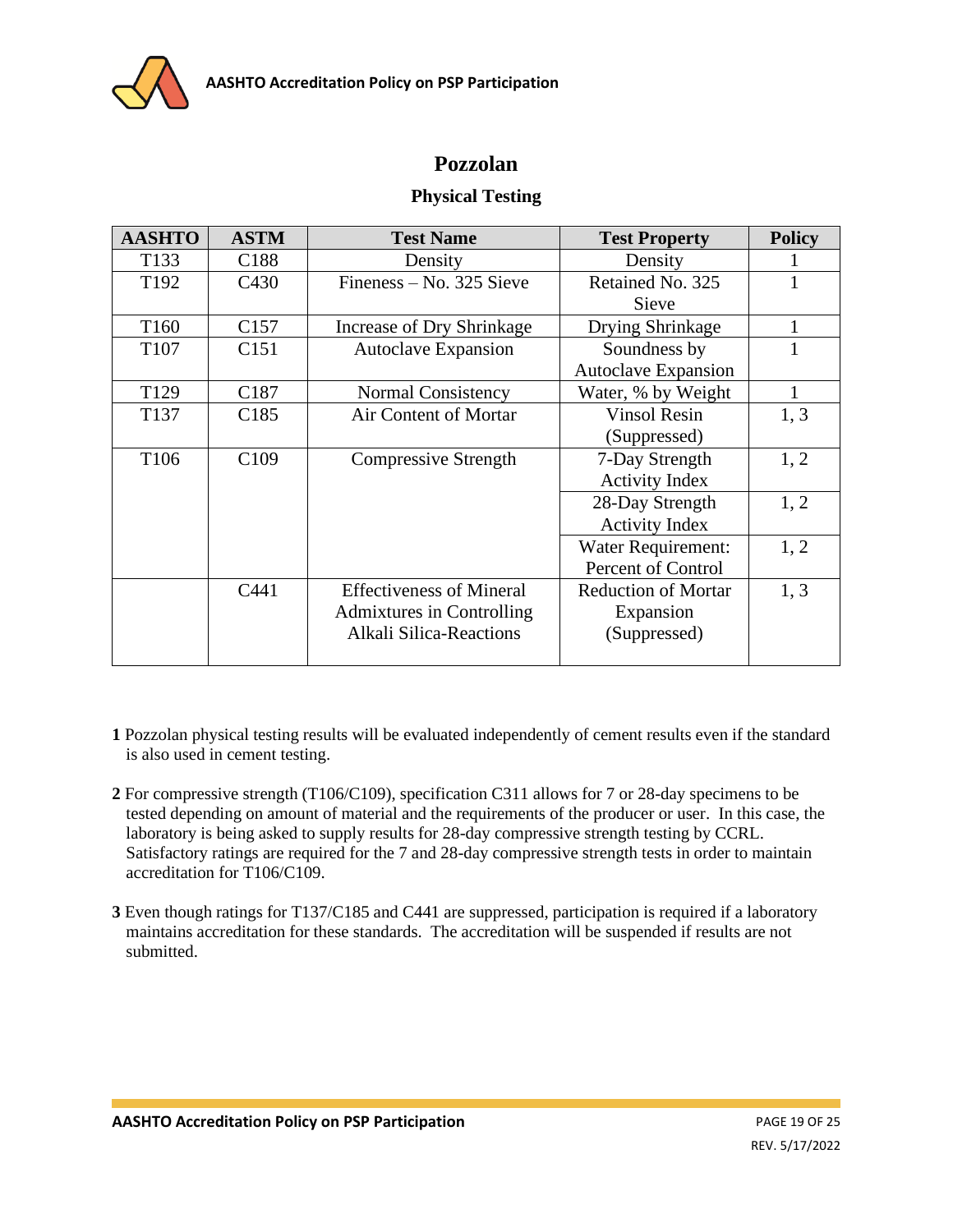## Pozzolan

### Physical Testing

| AASHTO | ASTM | Test Name | Test Property | Policy |
|---|---|---|---|---|
| T133 | C188 | Density | Density | 1 |
| T192 | C430 | Fineness – No. 325 Sieve | Retained No. 325 Sieve | 1 |
| T160 | C157 | Increase of Dry Shrinkage | Drying Shrinkage | 1 |
| T107 | C151 | Autoclave Expansion | Soundness by Autoclave Expansion | 1 |
| T129 | C187 | Normal Consistency | Water, % by Weight | 1 |
| T137 | C185 | Air Content of Mortar | Vinsol Resin (Suppressed) | 1, 3 |
| T106 | C109 | Compressive Strength | 7-Day Strength Activity Index | 1, 2 |
| | | | 28-Day Strength Activity Index | 1, 2 |
| | | | Water Requirement: Percent of Control | 1, 2 |
| | C441 | Effectiveness of Mineral Admixtures in Controlling Alkali Silica-Reactions | Reduction of Mortar Expansion (Suppressed) | 1, 3 |

**1** Pozzolan physical testing results will be evaluated independently of cement results even if the standard is also used in cement testing.

**2** For compressive strength (T106/C109), specification C311 allows for 7 or 28-day specimens to be tested depending on amount of material and the requirements of the producer or user. In this case, the laboratory is being asked to supply results for 28-day compressive strength testing by CCRL. Satisfactory ratings are required for the 7 and 28-day compressive strength tests in order to maintain accreditation for T106/C109.

**3** Even though ratings for T137/C185 and C441 are suppressed, participation is required if a laboratory maintains accreditation for these standards. The accreditation will be suspended if results are not submitted.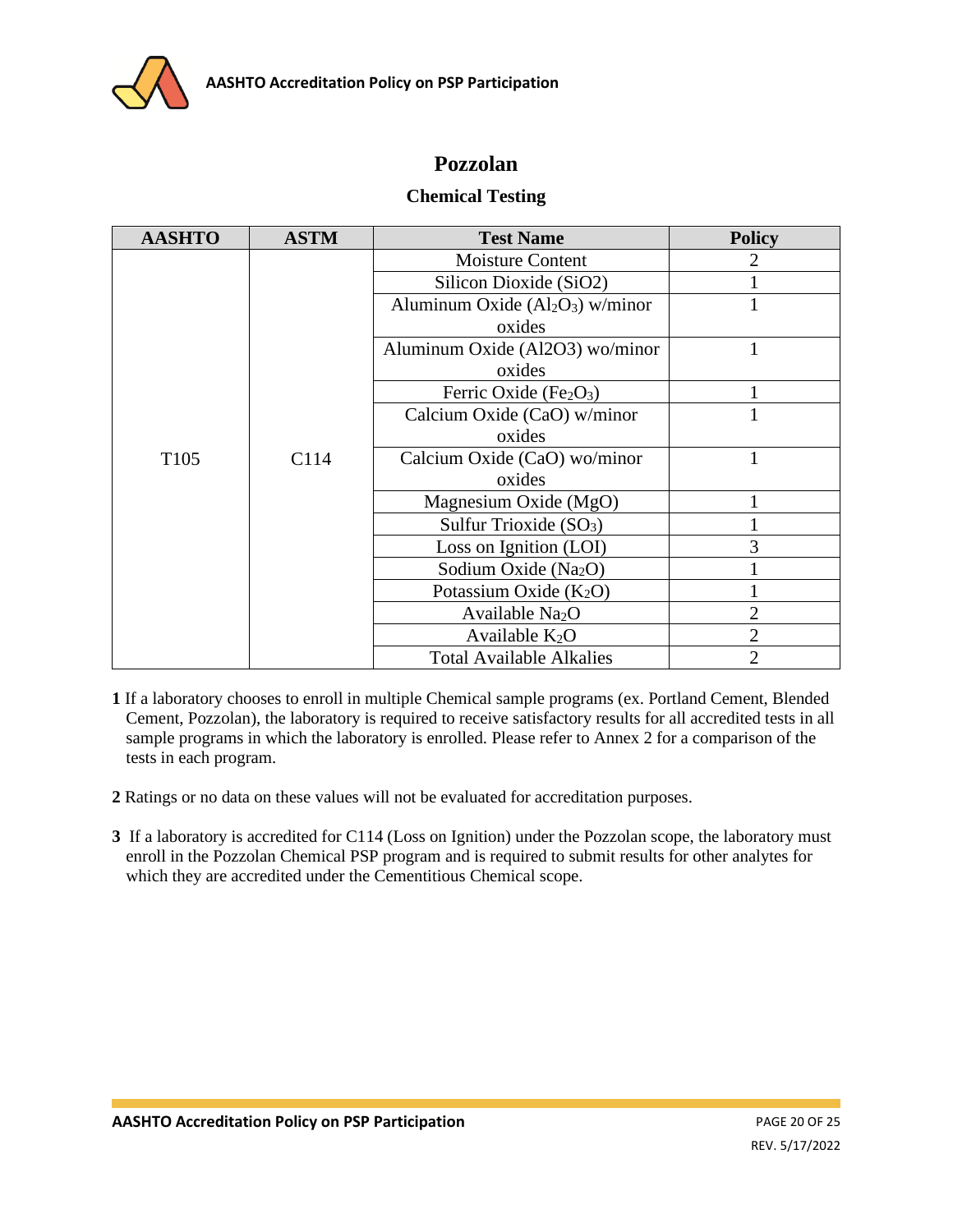# Pozzolan

## Chemical Testing

| AASHTO | ASTM | Test Name | Policy |
|---|---|---|---|
| T105 | C114 | Moisture Content | 2 |
| | | Silicon Dioxide (SiO2) | 1 |
| | | Aluminum Oxide ($Al_2O_3$) w/minor oxides | 1 |
| | | Aluminum Oxide (Al2O3) wo/minor oxides | 1 |
| | | Ferric Oxide ($Fe_2O_3$) | 1 |
| | | Calcium Oxide (CaO) w/minor oxides | 1 |
| | | Calcium Oxide (CaO) wo/minor oxides | 1 |
| | | Magnesium Oxide (MgO) | 1 |
| | | Sulfur Trioxide ($SO_3$) | 1 |
| | | Loss on Ignition (LOI) | 3 |
| | | Sodium Oxide ($Na_2O$) | 1 |
| | | Potassium Oxide ($K_2O$) | 1 |
| | | Available $Na_2O$ | 2 |
| | | Available $K_2O$ | 2 |
| | | Total Available Alkalies | 2 |

**1** If a laboratory chooses to enroll in multiple Chemical sample programs (ex. Portland Cement, Blended Cement, Pozzolan), the laboratory is required to receive satisfactory results for all accredited tests in all sample programs in which the laboratory is enrolled. Please refer to Annex 2 for a comparison of the tests in each program.

**2** Ratings or no data on these values will not be evaluated for accreditation purposes.

**3** If a laboratory is accredited for C114 (Loss on Ignition) under the Pozzolan scope, the laboratory must enroll in the Pozzolan Chemical PSP program and is required to submit results for other analytes for which they are accredited under the Cementitious Chemical scope.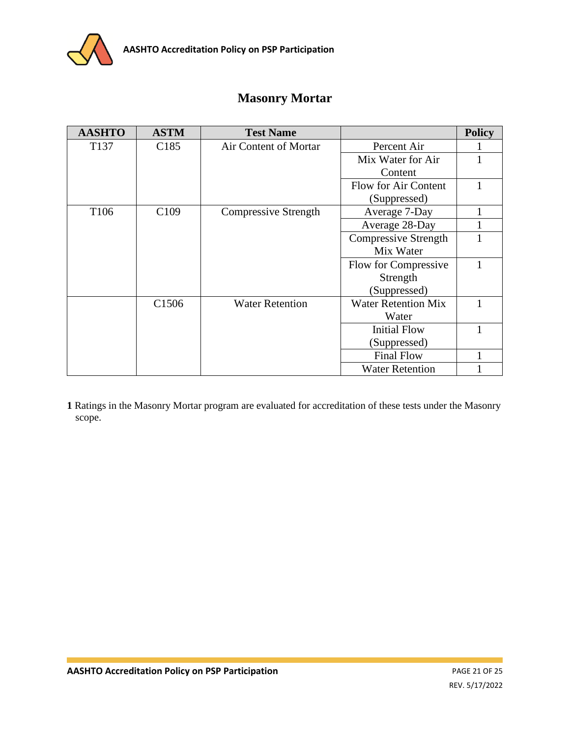## Masonry Mortar

| AASHTO | ASTM | Test Name | | Policy |
|---|---|---|---|---|
| T137 | C185 | Air Content of Mortar | Percent Air | 1 |
| | | | Mix Water for Air Content | 1 |
| | | | Flow for Air Content (Suppressed) | 1 |
| T106 | C109 | Compressive Strength | Average 7-Day | 1 |
| | | | Average 28-Day | 1 |
| | | | Compressive Strength Mix Water | 1 |
| | | | Flow for Compressive Strength (Suppressed) | 1 |
| | C1506 | Water Retention | Water Retention Mix Water | 1 |
| | | | Initial Flow (Suppressed) | 1 |
| | | | Final Flow | 1 |
| | | | Water Retention | 1 |

**1** Ratings in the Masonry Mortar program are evaluated for accreditation of these tests under the Masonry scope.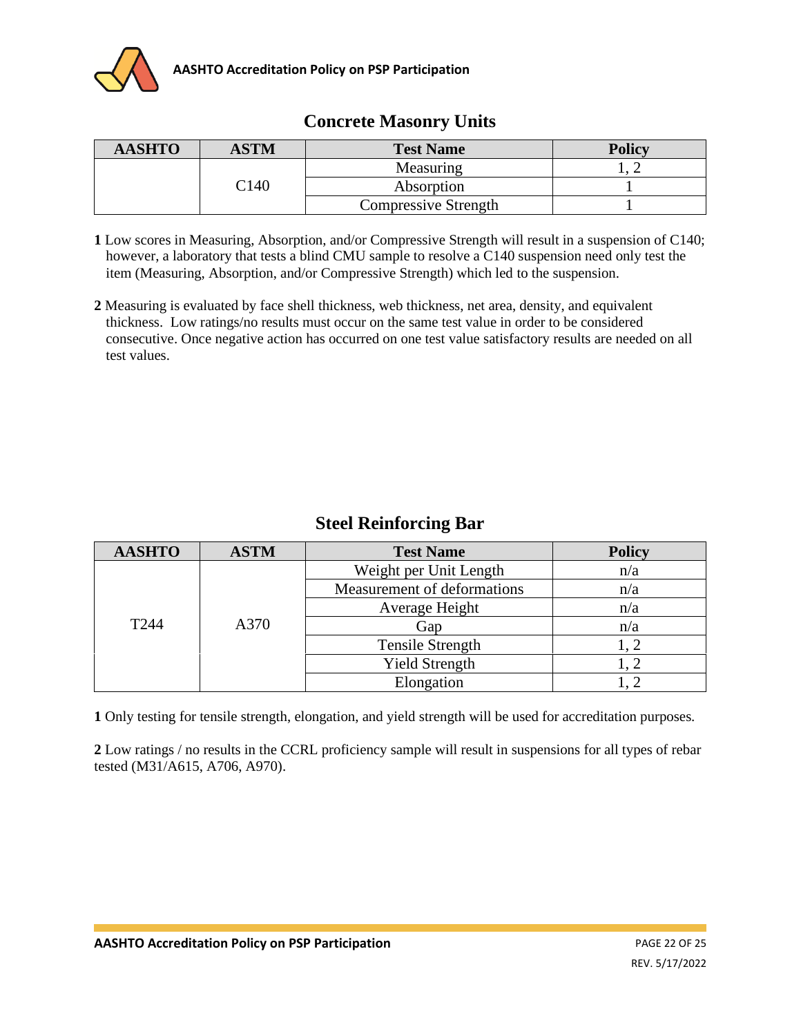## Concrete Masonry Units

| AASHTO | ASTM | Test Name | Policy |
|---|---|---|---|
| | C140 | Measuring | 1, 2 |
| | | Absorption | 1 |
| | | Compressive Strength | 1 |

**1** Low scores in Measuring, Absorption, and/or Compressive Strength will result in a suspension of C140; however, a laboratory that tests a blind CMU sample to resolve a C140 suspension need only test the item (Measuring, Absorption, and/or Compressive Strength) which led to the suspension.

**2** Measuring is evaluated by face shell thickness, web thickness, net area, density, and equivalent thickness. Low ratings/no results must occur on the same test value in order to be considered consecutive. Once negative action has occurred on one test value satisfactory results are needed on all test values.

## Steel Reinforcing Bar

| AASHTO | ASTM | Test Name | Policy |
|---|---|---|---|
| T244 | A370 | Weight per Unit Length | n/a |
| | | Measurement of deformations | n/a |
| | | Average Height | n/a |
| | | Gap | n/a |
| | | Tensile Strength | 1, 2 |
| | | Yield Strength | 1, 2 |
| | | Elongation | 1, 2 |

**1** Only testing for tensile strength, elongation, and yield strength will be used for accreditation purposes.

**2** Low ratings / no results in the CCRL proficiency sample will result in suspensions for all types of rebar tested (M31/A615, A706, A970).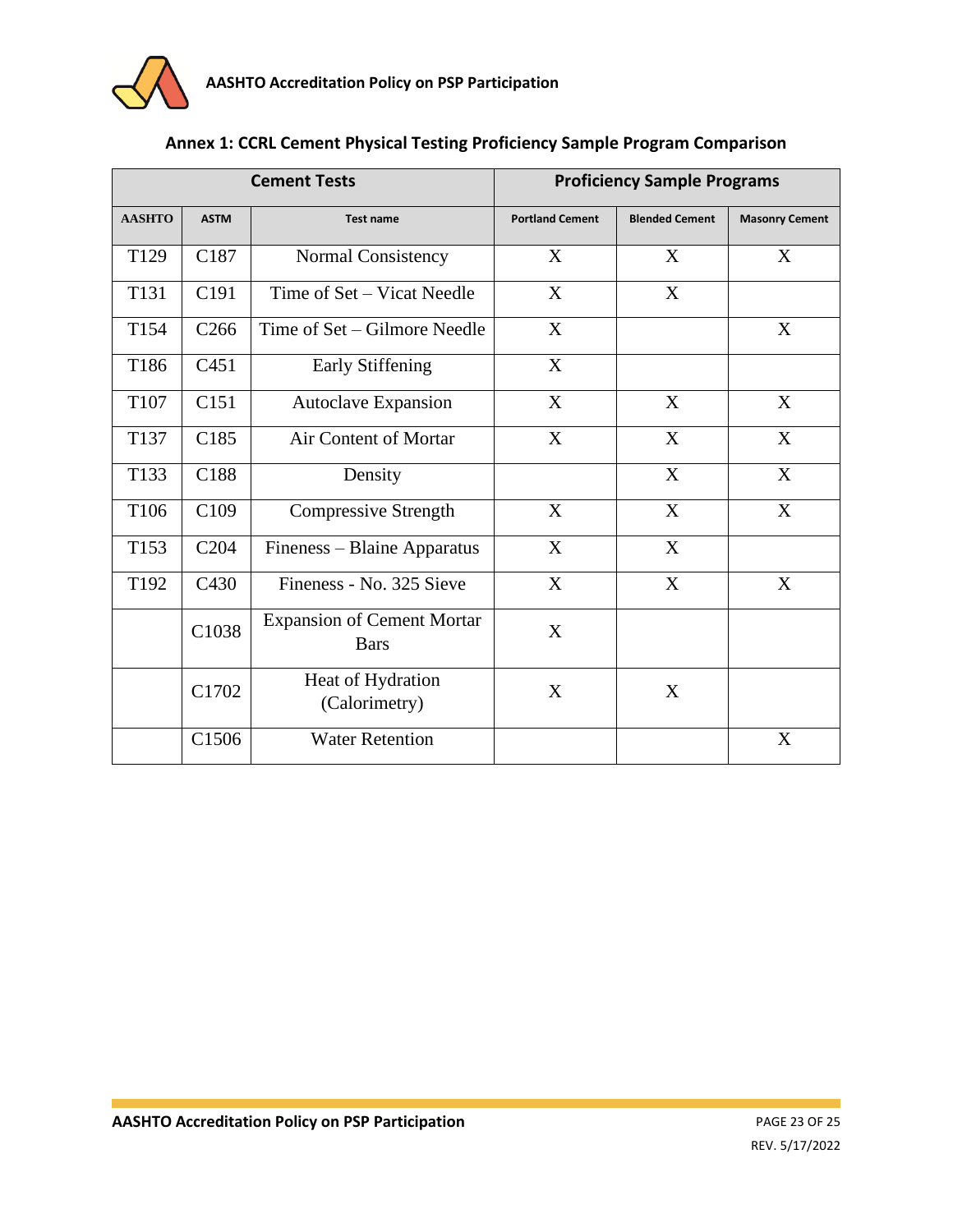## Annex 1: CCRL Cement Physical Testing Proficiency Sample Program Comparison

| Cement Tests | | | Proficiency Sample Programs | | |
|---|---|---|---|---|---|
| **AASHTO** | **ASTM** | **Test name** | **Portland Cement** | **Blended Cement** | **Masonry Cement** |
| T129 | C187 | Normal Consistency | X | X | X |
| T131 | C191 | Time of Set – Vicat Needle | X | X | |
| T154 | C266 | Time of Set – Gilmore Needle | X | | X |
| T186 | C451 | Early Stiffening | X | | |
| T107 | C151 | Autoclave Expansion | X | X | X |
| T137 | C185 | Air Content of Mortar | X | X | X |
| T133 | C188 | Density | | X | X |
| T106 | C109 | Compressive Strength | X | X | X |
| T153 | C204 | Fineness – Blaine Apparatus | X | X | |
| T192 | C430 | Fineness - No. 325 Sieve | X | X | X |
| | C1038 | Expansion of Cement Mortar Bars | X | | |
| | C1702 | Heat of Hydration (Calorimetry) | X | X | |
| | C1506 | Water Retention | | | X |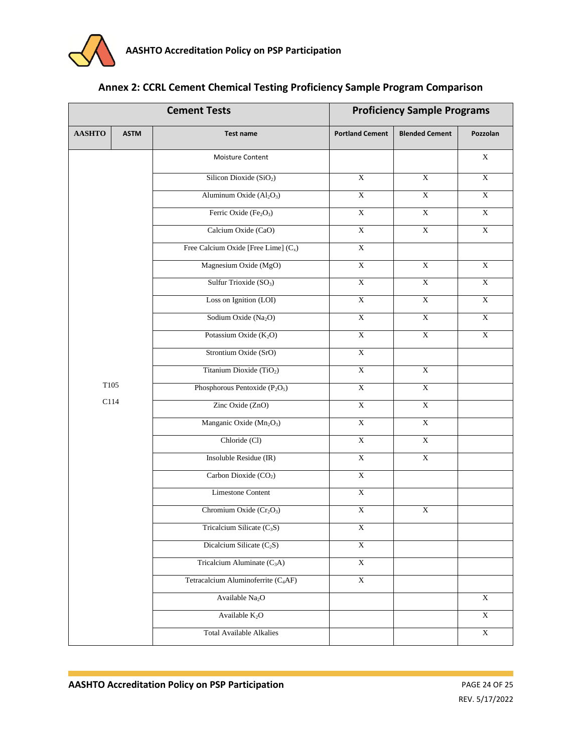## Annex 2: CCRL Cement Chemical Testing Proficiency Sample Program Comparison

| Cement Tests | | | Proficiency Sample Programs | | |
|---|---|---|---|---|---|
| **AASHTO** | **ASTM** | **Test name** | **Portland Cement** | **Blended Cement** | **Pozzolan** |
| T105 | C114 | Moisture Content | | | X |
| | | Silicon Dioxide ($SiO_2$) | X | X | X |
| | | Aluminum Oxide ($Al_2O_3$) | X | X | X |
| | | Ferric Oxide ($Fe_2O_3$) | X | X | X |
| | | Calcium Oxide (CaO) | X | X | X |
| | | Free Calcium Oxide [Free Lime] ($C_x$) | X | | |
| | | Magnesium Oxide (MgO) | X | X | X |
| | | Sulfur Trioxide ($SO_3$) | X | X | X |
| | | Loss on Ignition (LOI) | X | X | X |
| | | Sodium Oxide ($Na_2O$) | X | X | X |
| | | Potassium Oxide ($K_2O$) | X | X | X |
| | | Strontium Oxide (SrO) | X | | |
| | | Titanium Dioxide ($TiO_2$) | X | X | |
| | | Phosphorous Pentoxide ($P_2O_5$) | X | X | |
| | | Zinc Oxide (ZnO) | X | X | |
| | | Manganic Oxide ($Mn_2O_3$) | X | X | |
| | | Chloride (Cl) | X | X | |
| | | Insoluble Residue (IR) | X | X | |
| | | Carbon Dioxide ($CO_2$) | X | | |
| | | Limestone Content | X | | |
| | | Chromium Oxide ($Cr_2O_3$) | X | X | |
| | | Tricalcium Silicate ($C_3S$) | X | | |
| | | Dicalcium Silicate ($C_2S$) | X | | |
| | | Tricalcium Aluminate ($C_3A$) | X | | |
| | | Tetracalcium Aluminoferrite ($C_4AF$) | X | | |
| | | Available $Na_2O$ | | | X |
| | | Available $K_2O$ | | | X |
| | | Total Available Alkalies | | | X |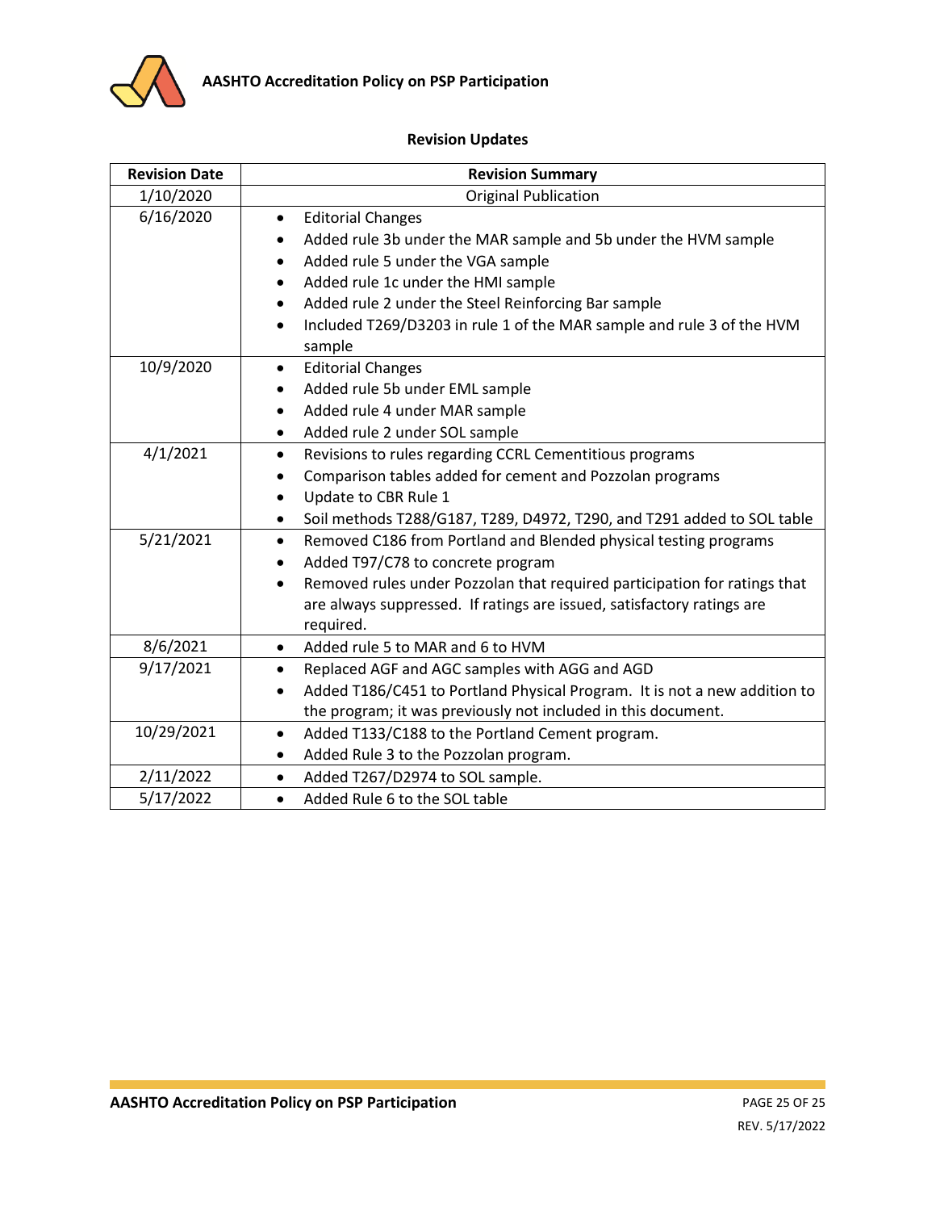## Revision Updates

| Revision Date | Revision Summary |
|---|---|
| 1/10/2020 | Original Publication |
| 6/16/2020 | • Editorial Changes<br>• Added rule 3b under the MAR sample and 5b under the HVM sample<br>• Added rule 5 under the VGA sample<br>• Added rule 1c under the HMI sample<br>• Added rule 2 under the Steel Reinforcing Bar sample<br>• Included T269/D3203 in rule 1 of the MAR sample and rule 3 of the HVM sample |
| 10/9/2020 | • Editorial Changes<br>• Added rule 5b under EML sample<br>• Added rule 4 under MAR sample<br>• Added rule 2 under SOL sample |
| 4/1/2021 | • Revisions to rules regarding CCRL Cementitious programs<br>• Comparison tables added for cement and Pozzolan programs<br>• Update to CBR Rule 1<br>• Soil methods T288/G187, T289, D4972, T290, and T291 added to SOL table |
| 5/21/2021 | • Removed C186 from Portland and Blended physical testing programs<br>• Added T97/C78 to concrete program<br>• Removed rules under Pozzolan that required participation for ratings that are always suppressed. If ratings are issued, satisfactory ratings are required. |
| 8/6/2021 | • Added rule 5 to MAR and 6 to HVM |
| 9/17/2021 | • Replaced AGF and AGC samples with AGG and AGD<br>• Added T186/C451 to Portland Physical Program. It is not a new addition to the program; it was previously not included in this document. |
| 10/29/2021 | • Added T133/C188 to the Portland Cement program.<br>• Added Rule 3 to the Pozzolan program. |
| 2/11/2022 | • Added T267/D2974 to SOL sample. |
| 5/17/2022 | • Added Rule 6 to the SOL table |